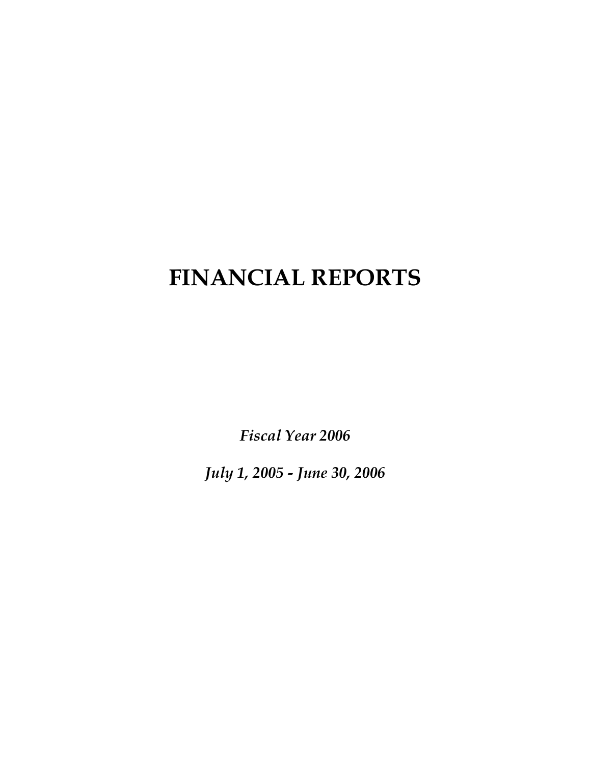# FINANCIAL REPORTS

*Fiscal Year 2006*

*July 1, 2005 - June 30, 2006*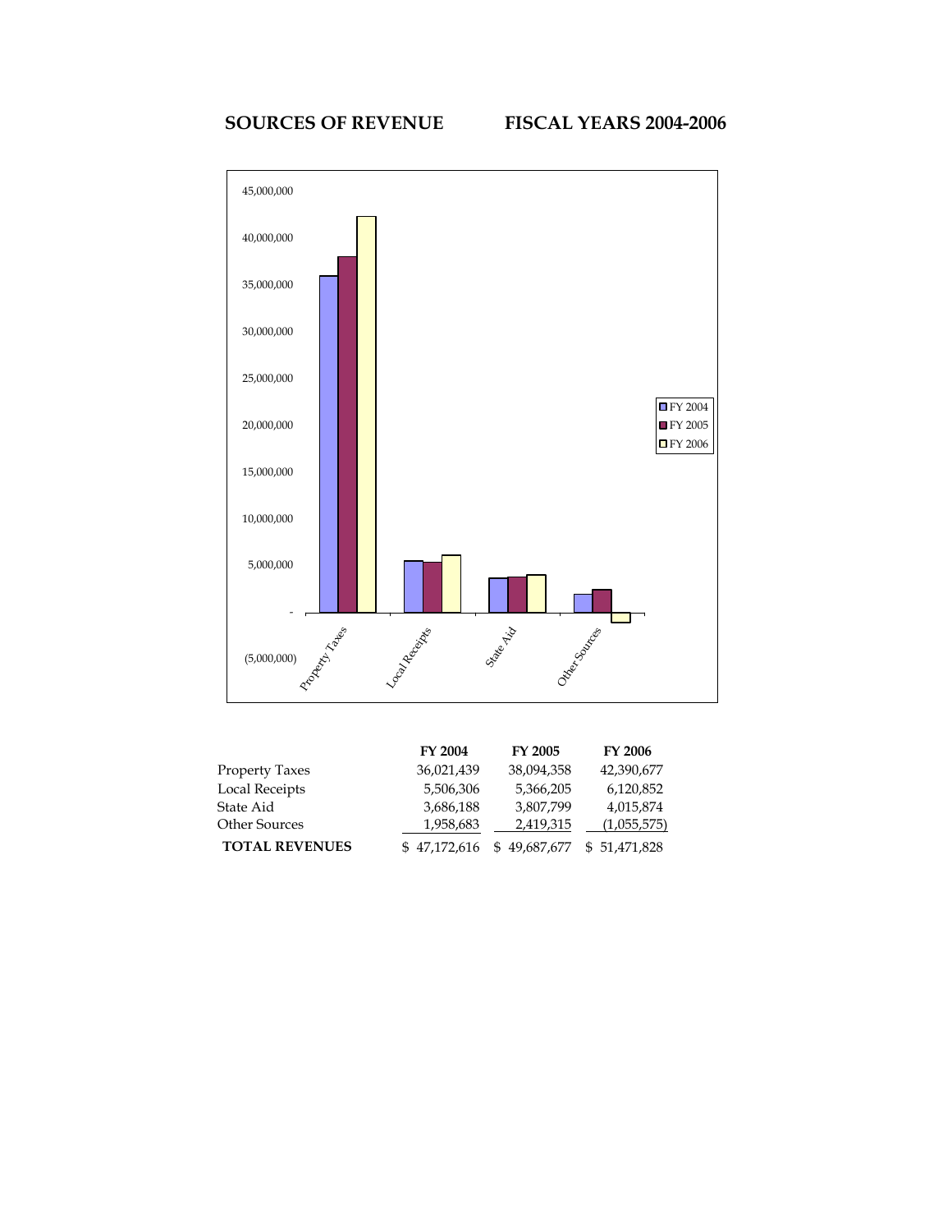## SOURCES OF REVENUE FISCAL YEARS 2004-2006

| | FY 2004 | FY 2005 | FY 2006 |
|---|---|---|---|
| Property Taxes | 36,021,439 | 38,094,358 | 42,390,677 |
| Local Receipts | 5,506,306 | 5,366,205 | 6,120,852 |
| State Aid | 3,686,188 | 3,807,799 | 4,015,874 |
| Other Sources | 1,958,683 | 2,419,315 | (1,055,575) |
| **TOTAL REVENUES** | $ 47,172,616 | $ 49,687,677 | $ 51,471,828 |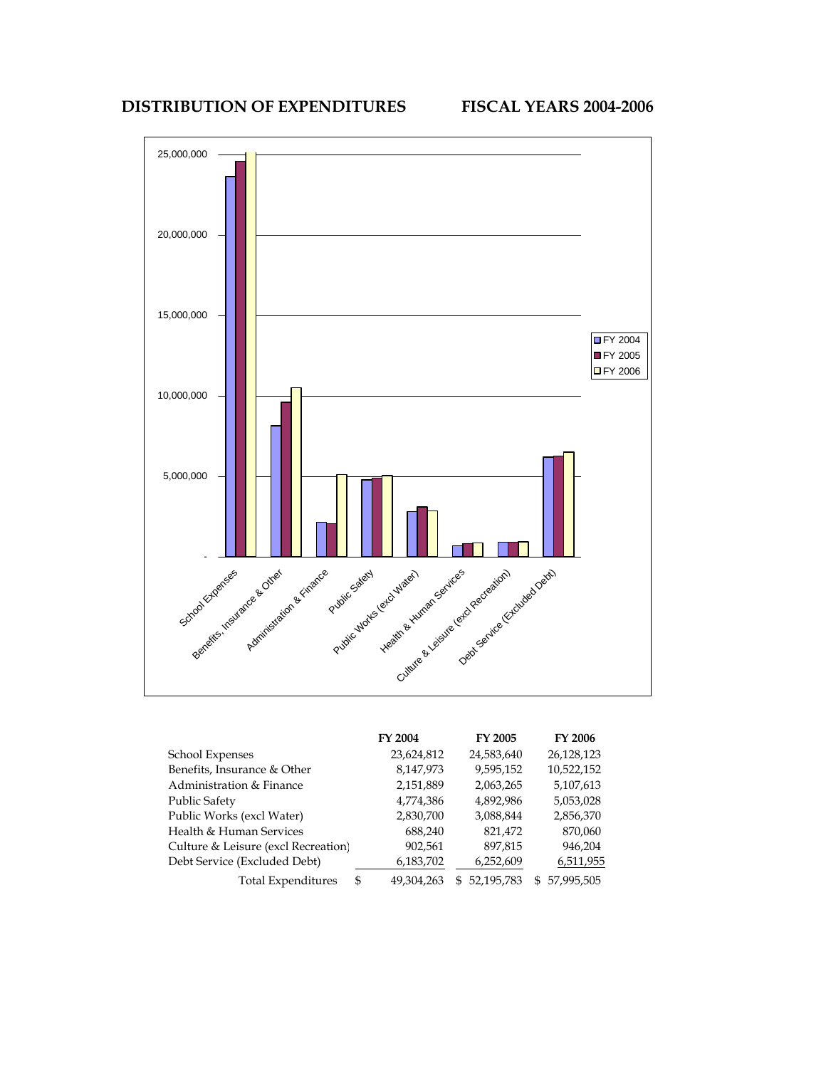**DISTRIBUTION OF EXPENDITURES FISCAL YEARS 2004-2006**

| | FY 2004 | FY 2005 | FY 2006 |
|---|---|---|---|
| School Expenses | 23,624,812 | 24,583,640 | 26,128,123 |
| Benefits, Insurance & Other | 8,147,973 | 9,595,152 | 10,522,152 |
| Administration & Finance | 2,151,889 | 2,063,265 | 5,107,613 |
| Public Safety | 4,774,386 | 4,892,986 | 5,053,028 |
| Public Works (excl Water) | 2,830,700 | 3,088,844 | 2,856,370 |
| Health & Human Services | 688,240 | 821,472 | 870,060 |
| Culture & Leisure (excl Recreation) | 902,561 | 897,815 | 946,204 |
| Debt Service (Excluded Debt) | 6,183,702 | 6,252,609 | 6,511,955 |
| Total Expenditures | $ 49,304,263 | $ 52,195,783 | $ 57,995,505 |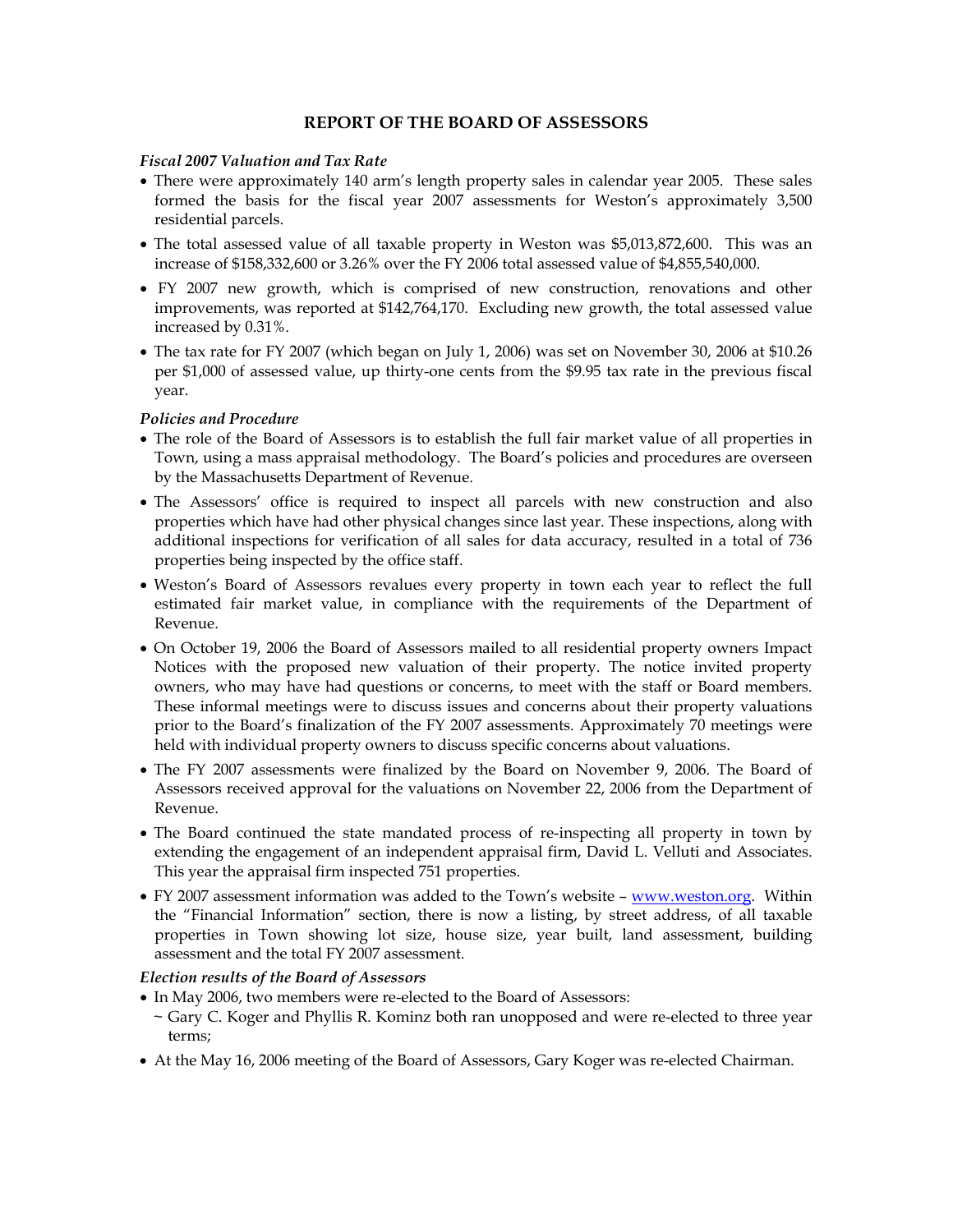# REPORT OF THE BOARD OF ASSESSORS

### *Fiscal 2007 Valuation and Tax Rate*

- There were approximately 140 arm's length property sales in calendar year 2005. These sales formed the basis for the fiscal year 2007 assessments for Weston's approximately 3,500 residential parcels.
- The total assessed value of all taxable property in Weston was $5,013,872,600. This was an increase of $158,332,600 or 3.26% over the FY 2006 total assessed value of $4,855,540,000.
- FY 2007 new growth, which is comprised of new construction, renovations and other improvements, was reported at $142,764,170. Excluding new growth, the total assessed value increased by 0.31%.
- The tax rate for FY 2007 (which began on July 1, 2006) was set on November 30, 2006 at $10.26 per $1,000 of assessed value, up thirty-one cents from the $9.95 tax rate in the previous fiscal year.

### *Policies and Procedure*

- The role of the Board of Assessors is to establish the full fair market value of all properties in Town, using a mass appraisal methodology. The Board's policies and procedures are overseen by the Massachusetts Department of Revenue.
- The Assessors' office is required to inspect all parcels with new construction and also properties which have had other physical changes since last year. These inspections, along with additional inspections for verification of all sales for data accuracy, resulted in a total of 736 properties being inspected by the office staff.
- Weston's Board of Assessors revalues every property in town each year to reflect the full estimated fair market value, in compliance with the requirements of the Department of Revenue.
- On October 19, 2006 the Board of Assessors mailed to all residential property owners Impact Notices with the proposed new valuation of their property. The notice invited property owners, who may have had questions or concerns, to meet with the staff or Board members. These informal meetings were to discuss issues and concerns about their property valuations prior to the Board's finalization of the FY 2007 assessments. Approximately 70 meetings were held with individual property owners to discuss specific concerns about valuations.
- The FY 2007 assessments were finalized by the Board on November 9, 2006. The Board of Assessors received approval for the valuations on November 22, 2006 from the Department of Revenue.
- The Board continued the state mandated process of re-inspecting all property in town by extending the engagement of an independent appraisal firm, David L. Velluti and Associates. This year the appraisal firm inspected 751 properties.
- FY 2007 assessment information was added to the Town's website – [www.weston.org](http://www.weston.org). Within the "Financial Information" section, there is now a listing, by street address, of all taxable properties in Town showing lot size, house size, year built, land assessment, building assessment and the total FY 2007 assessment.

### *Election results of the Board of Assessors*

- In May 2006, two members were re-elected to the Board of Assessors:
  ~ Gary C. Koger and Phyllis R. Kominz both ran unopposed and were re-elected to three year terms;
- At the May 16, 2006 meeting of the Board of Assessors, Gary Koger was re-elected Chairman.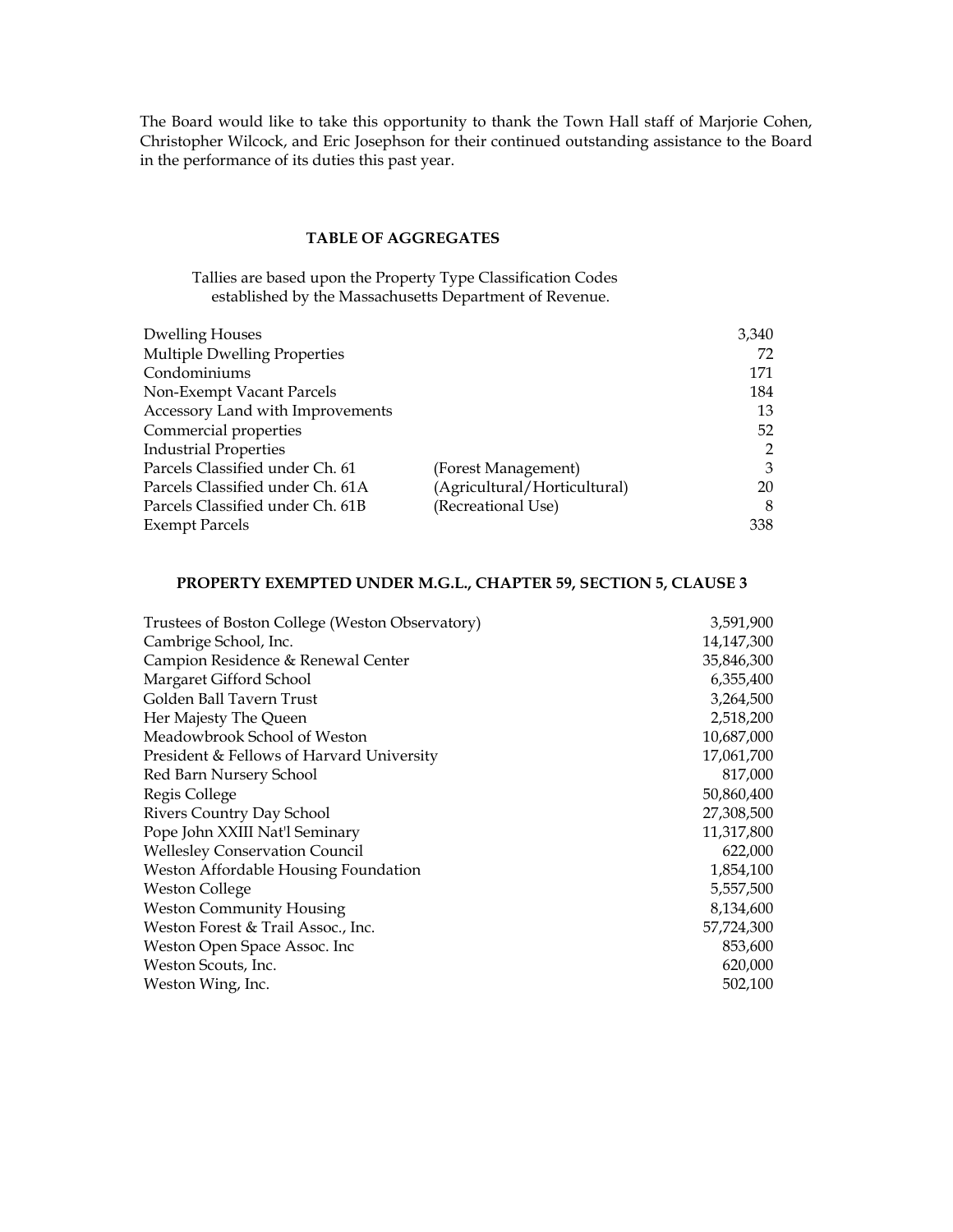The Board would like to take this opportunity to thank the Town Hall staff of Marjorie Cohen, Christopher Wilcock, and Eric Josephson for their continued outstanding assistance to the Board in the performance of its duties this past year.

## TABLE OF AGGREGATES

Tallies are based upon the Property Type Classification Codes established by the Massachusetts Department of Revenue.

| | | |
|---|---|---|
| Dwelling Houses | | 3,340 |
| Multiple Dwelling Properties | | 72 |
| Condominiums | | 171 |
| Non-Exempt Vacant Parcels | | 184 |
| Accessory Land with Improvements | | 13 |
| Commercial properties | | 52 |
| Industrial Properties | | 2 |
| Parcels Classified under Ch. 61 | (Forest Management) | 3 |
| Parcels Classified under Ch. 61A | (Agricultural/Horticultural) | 20 |
| Parcels Classified under Ch. 61B | (Recreational Use) | 8 |
| Exempt Parcels | | 338 |

## PROPERTY EXEMPTED UNDER M.G.L., CHAPTER 59, SECTION 5, CLAUSE 3

| | |
|---|---|
| Trustees of Boston College (Weston Observatory) | 3,591,900 |
| Cambrige School, Inc. | 14,147,300 |
| Campion Residence & Renewal Center | 35,846,300 |
| Margaret Gifford School | 6,355,400 |
| Golden Ball Tavern Trust | 3,264,500 |
| Her Majesty The Queen | 2,518,200 |
| Meadowbrook School of Weston | 10,687,000 |
| President & Fellows of Harvard University | 17,061,700 |
| Red Barn Nursery School | 817,000 |
| Regis College | 50,860,400 |
| Rivers Country Day School | 27,308,500 |
| Pope John XXIII Nat'l Seminary | 11,317,800 |
| Wellesley Conservation Council | 622,000 |
| Weston Affordable Housing Foundation | 1,854,100 |
| Weston College | 5,557,500 |
| Weston Community Housing | 8,134,600 |
| Weston Forest & Trail Assoc., Inc. | 57,724,300 |
| Weston Open Space Assoc. Inc | 853,600 |
| Weston Scouts, Inc. | 620,000 |
| Weston Wing, Inc. | 502,100 |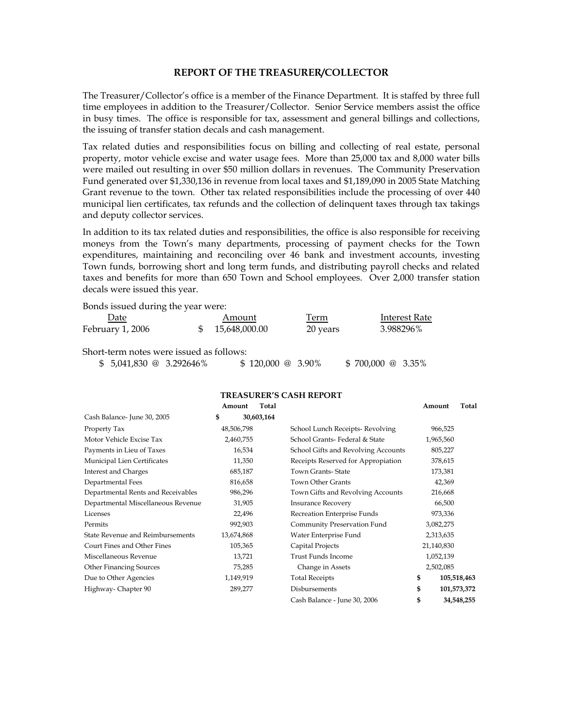## REPORT OF THE TREASURER/COLLECTOR

The Treasurer/Collector's office is a member of the Finance Department. It is staffed by three full time employees in addition to the Treasurer/Collector. Senior Service members assist the office in busy times. The office is responsible for tax, assessment and general billings and collections, the issuing of transfer station decals and cash management.

Tax related duties and responsibilities focus on billing and collecting of real estate, personal property, motor vehicle excise and water usage fees. More than 25,000 tax and 8,000 water bills were mailed out resulting in over $50 million dollars in revenues. The Community Preservation Fund generated over $1,330,136 in revenue from local taxes and $1,189,090 in 2005 State Matching Grant revenue to the town. Other tax related responsibilities include the processing of over 440 municipal lien certificates, tax refunds and the collection of delinquent taxes through tax takings and deputy collector services.

In addition to its tax related duties and responsibilities, the office is also responsible for receiving moneys from the Town's many departments, processing of payment checks for the Town expenditures, maintaining and reconciling over 46 bank and investment accounts, investing Town funds, borrowing short and long term funds, and distributing payroll checks and related taxes and benefits for more than 650 Town and School employees. Over 2,000 transfer station decals were issued this year.

Bonds issued during the year were:

| Date | Amount | Term | Interest Rate |
|---|---|---|---|
| February 1, 2006 | $ 15,648,000.00 | 20 years | 3.988296% |

Short-term notes were issued as follows:

$ 5,041,830 @ 3.292646%    $ 120,000 @ 3.90%    $ 700,000 @ 3.35%

### TREASURER'S CASH REPORT

| | Amount | Total | | Amount | Total |
|---|---|---|---|---|---|
| Cash Balance- June 30, 2005 | | $ 30,603,164 | | | |
| Property Tax | 48,506,798 | | School Lunch Receipts- Revolving | 966,525 | |
| Motor Vehicle Excise Tax | 2,460,755 | | School Grants- Federal & State | 1,965,560 | |
| Payments in Lieu of Taxes | 16,534 | | School Gifts and Revolving Accounts | 805,227 | |
| Municipal Lien Certificates | 11,350 | | Receipts Reserved for Appropiation | 378,615 | |
| Interest and Charges | 685,187 | | Town Grants- State | 173,381 | |
| Departmental Fees | 816,658 | | Town Other Grants | 42,369 | |
| Departmental Rents and Receivables | 986,296 | | Town Gifts and Revolving Accounts | 216,668 | |
| Departmental Miscellaneous Revenue | 31,905 | | Insurance Recovery | 66,500 | |
| Licenses | 22,496 | | Recreation Enterprise Funds | 973,336 | |
| Permits | 992,903 | | Community Preservation Fund | 3,082,275 | |
| State Revenue and Reimbursements | 13,674,868 | | Water Enterprise Fund | 2,313,635 | |
| Court Fines and Other Fines | 105,365 | | Capital Projects | 21,140,830 | |
| Miscellaneous Revenue | 13,721 | | Trust Funds Income | 1,052,139 | |
| Other Financing Sources | 75,285 | | Change in Assets | 2,502,085 | |
| Due to Other Agencies | 1,149,919 | | Total Receipts | | $ 105,518,463 |
| Highway- Chapter 90 | 289,277 | | Disbursements | | $ 101,573,372 |
| | | | Cash Balance - June 30, 2006 | | $ 34,548,255 |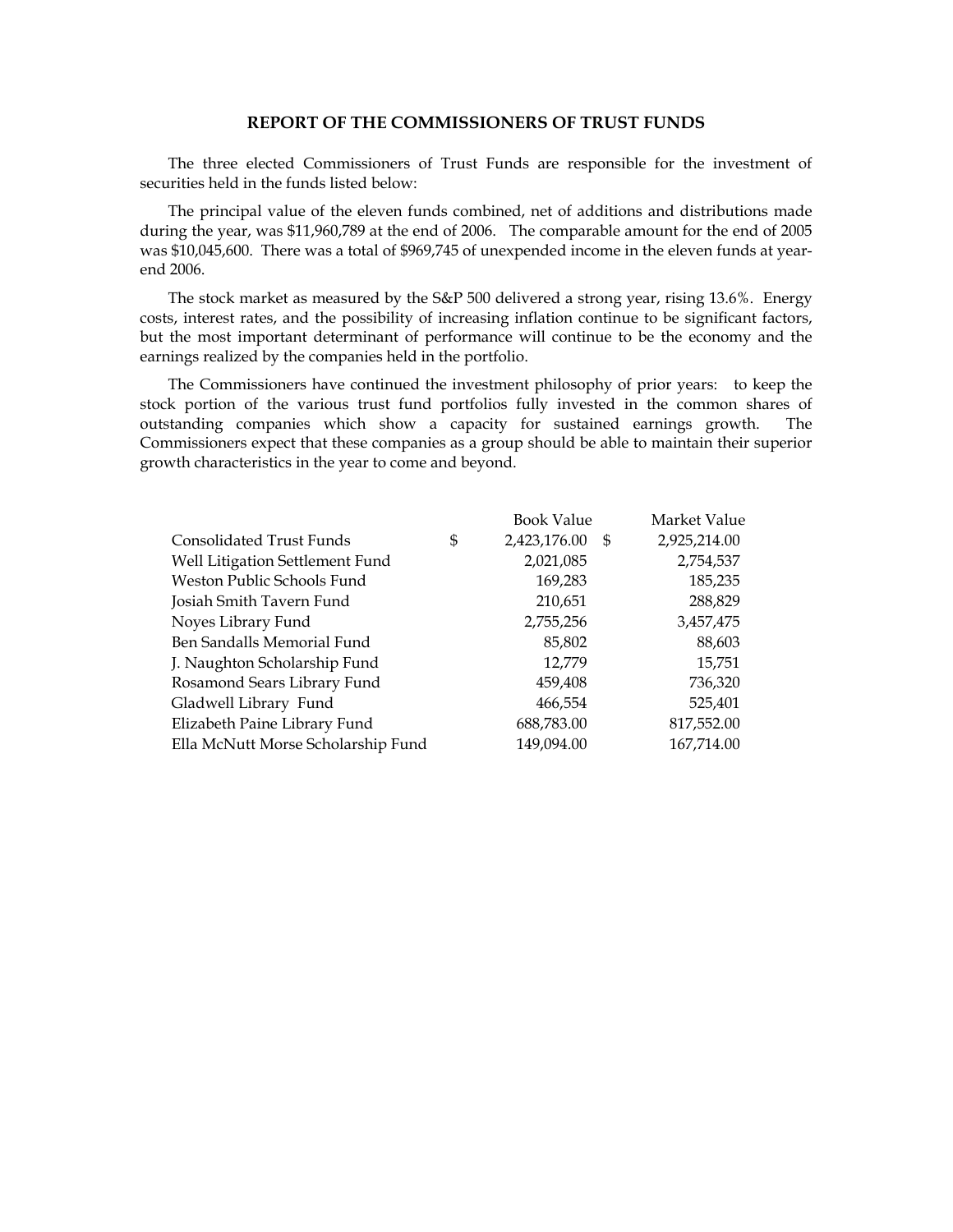## REPORT OF THE COMMISSIONERS OF TRUST FUNDS

The three elected Commissioners of Trust Funds are responsible for the investment of securities held in the funds listed below:

The principal value of the eleven funds combined, net of additions and distributions made during the year, was $11,960,789 at the end of 2006. The comparable amount for the end of 2005 was $10,045,600. There was a total of $969,745 of unexpended income in the eleven funds at year-end 2006.

The stock market as measured by the S&P 500 delivered a strong year, rising 13.6%. Energy costs, interest rates, and the possibility of increasing inflation continue to be significant factors, but the most important determinant of performance will continue to be the economy and the earnings realized by the companies held in the portfolio.

The Commissioners have continued the investment philosophy of prior years: to keep the stock portion of the various trust fund portfolios fully invested in the common shares of outstanding companies which show a capacity for sustained earnings growth. The Commissioners expect that these companies as a group should be able to maintain their superior growth characteristics in the year to come and beyond.

| | Book Value | Market Value |
|---|---|---|
| Consolidated Trust Funds | $ 2,423,176.00 | $ 2,925,214.00 |
| Well Litigation Settlement Fund | 2,021,085 | 2,754,537 |
| Weston Public Schools Fund | 169,283 | 185,235 |
| Josiah Smith Tavern Fund | 210,651 | 288,829 |
| Noyes Library Fund | 2,755,256 | 3,457,475 |
| Ben Sandalls Memorial Fund | 85,802 | 88,603 |
| J. Naughton Scholarship Fund | 12,779 | 15,751 |
| Rosamond Sears Library Fund | 459,408 | 736,320 |
| Gladwell Library Fund | 466,554 | 525,401 |
| Elizabeth Paine Library Fund | 688,783.00 | 817,552.00 |
| Ella McNutt Morse Scholarship Fund | 149,094.00 | 167,714.00 |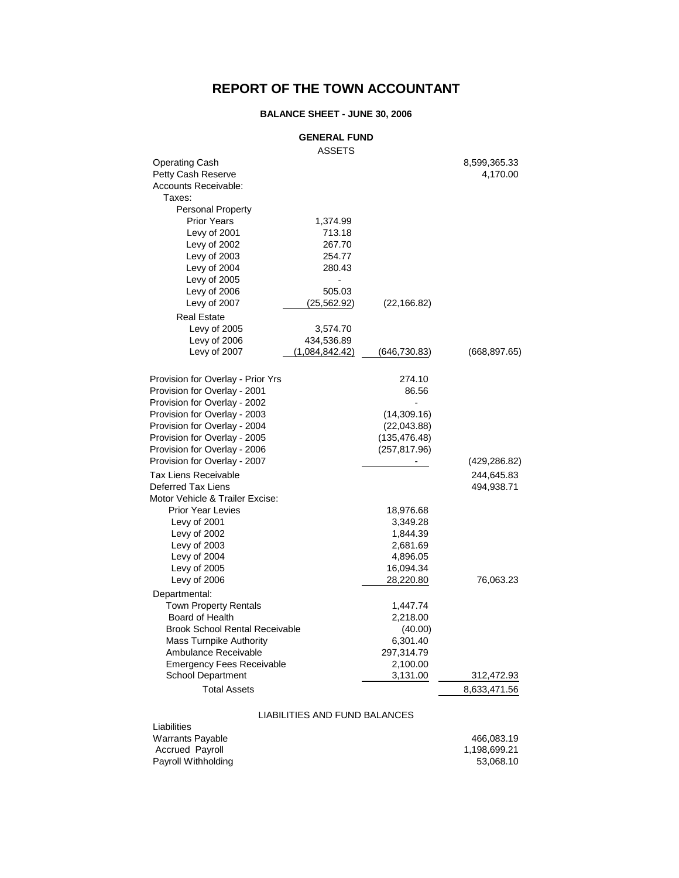# REPORT OF THE TOWN ACCOUNTANT

## BALANCE SHEET - JUNE 30, 2006

### GENERAL FUND

| ASSETS | | | |
|---|---|---|---|
| Operating Cash | | | 8,599,365.33 |
| Petty Cash Reserve | | | 4,170.00 |
| Accounts Receivable: | | | |
| Taxes: | | | |
| Personal Property | | | |
| Prior Years | 1,374.99 | | |
| Levy of 2001 | 713.18 | | |
| Levy of 2002 | 267.70 | | |
| Levy of 2003 | 254.77 | | |
| Levy of 2004 | 280.43 | | |
| Levy of 2005 | - | | |
| Levy of 2006 | 505.03 | | |
| Levy of 2007 | (25,562.92) | (22,166.82) | |
| Real Estate | | | |
| Levy of 2005 | 3,574.70 | | |
| Levy of 2006 | 434,536.89 | | |
| Levy of 2007 | (1,084,842.42) | (646,730.83) | (668,897.65) |
| Provision for Overlay - Prior Yrs | | 274.10 | |
| Provision for Overlay - 2001 | | 86.56 | |
| Provision for Overlay - 2002 | | - | |
| Provision for Overlay - 2003 | | (14,309.16) | |
| Provision for Overlay - 2004 | | (22,043.88) | |
| Provision for Overlay - 2005 | | (135,476.48) | |
| Provision for Overlay - 2006 | | (257,817.96) | |
| Provision for Overlay - 2007 | | - | (429,286.82) |
| Tax Liens Receivable | | | 244,645.83 |
| Deferred Tax Liens | | | 494,938.71 |
| Motor Vehicle & Trailer Excise: | | | |
| Prior Year Levies | | 18,976.68 | |
| Levy of 2001 | | 3,349.28 | |
| Levy of 2002 | | 1,844.39 | |
| Levy of 2003 | | 2,681.69 | |
| Levy of 2004 | | 4,896.05 | |
| Levy of 2005 | | 16,094.34 | |
| Levy of 2006 | | 28,220.80 | 76,063.23 |
| Departmental: | | | |
| Town Property Rentals | | 1,447.74 | |
| Board of Health | | 2,218.00 | |
| Brook School Rental Receivable | | (40.00) | |
| Mass Turnpike Authority | | 6,301.40 | |
| Ambulance Receivable | | 297,314.79 | |
| Emergency Fees Receivable | | 2,100.00 | |
| School Department | | 3,131.00 | 312,472.93 |
| Total Assets | | | 8,633,471.56 |

| LIABILITIES AND FUND BALANCES | |
|---|---|
| Liabilities | |
| Warrants Payable | 466,083.19 |
| Accrued Payroll | 1,198,699.21 |
| Payroll Withholding | 53,068.10 |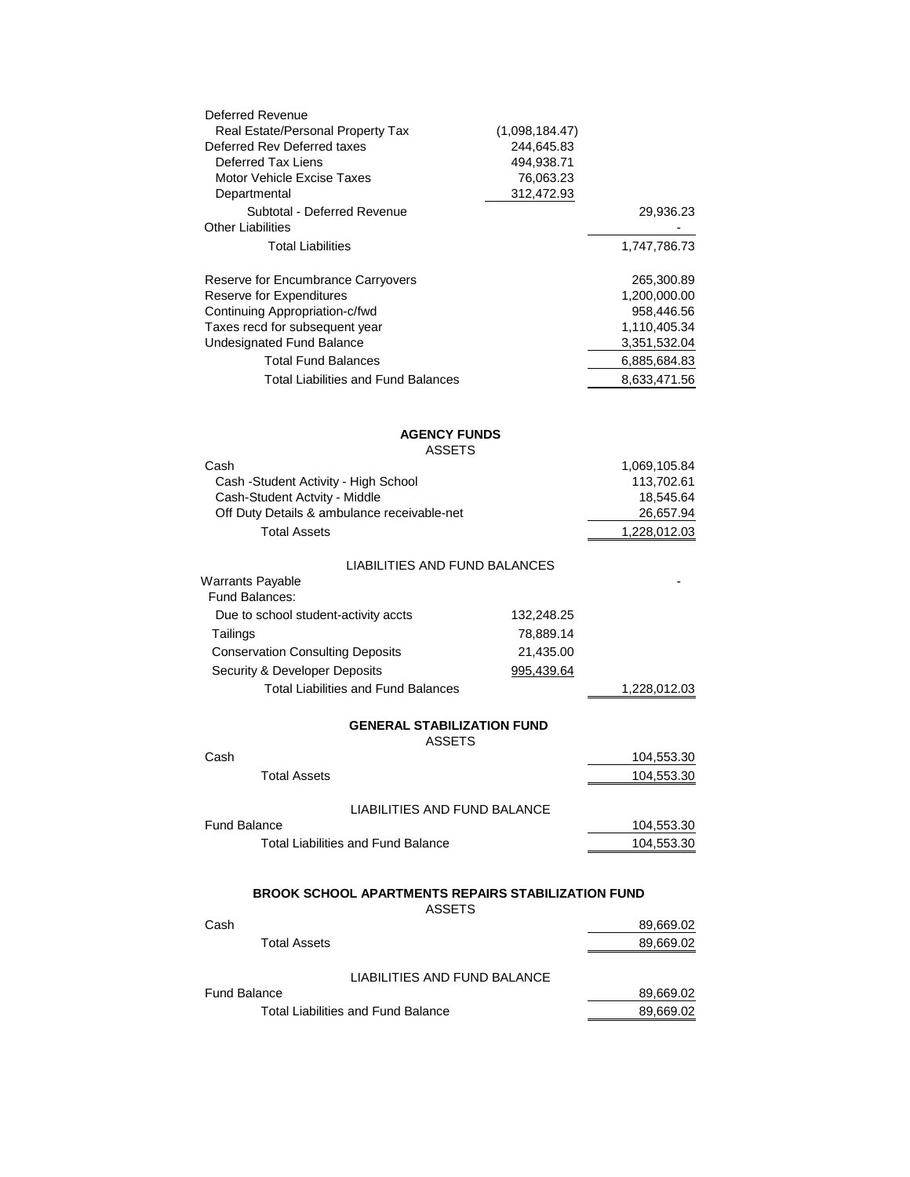| | | |
|---|---|---|
| Deferred Revenue | | |
| Real Estate/Personal Property Tax | (1,098,184.47) | |
| Deferred Rev Deferred taxes | 244,645.83 | |
| Deferred Tax Liens | 494,938.71 | |
| Motor Vehicle Excise Taxes | 76,063.23 | |
| Departmental | 312,472.93 | |
| Subtotal - Deferred Revenue | | 29,936.23 |
| Other Liabilities | | - |
| Total Liabilities | | 1,747,786.73 |
| | | |
| Reserve for Encumbrance Carryovers | | 265,300.89 |
| Reserve for Expenditures | | 1,200,000.00 |
| Continuing Appropriation-c/fwd | | 958,446.56 |
| Taxes recd for subsequent year | | 1,110,405.34 |
| Undesignated Fund Balance | | 3,351,532.04 |
| Total Fund Balances | | 6,885,684.83 |
| Total Liabilities and Fund Balances | | 8,633,471.56 |

## AGENCY FUNDS

ASSETS

| | | |
|---|---|---|
| Cash | | 1,069,105.84 |
| Cash -Student Activity - High School | | 113,702.61 |
| Cash-Student Actvity - Middle | | 18,545.64 |
| Off Duty Details & ambulance receivable-net | | 26,657.94 |
| Total Assets | | 1,228,012.03 |

LIABILITIES AND FUND BALANCES

| | | |
|---|---|---|
| Warrants Payable | | - |
| Fund Balances: | | |
| Due to school student-activity accts | 132,248.25 | |
| Tailings | 78,889.14 | |
| Conservation Consulting Deposits | 21,435.00 | |
| Security & Developer Deposits | 995,439.64 | |
| Total Liabilities and Fund Balances | | 1,228,012.03 |

## GENERAL STABILIZATION FUND

ASSETS

| | |
|---|---|
| Cash | 104,553.30 |
| Total Assets | 104,553.30 |

LIABILITIES AND FUND BALANCE

| | |
|---|---|
| Fund Balance | 104,553.30 |
| Total Liabilities and Fund Balance | 104,553.30 |

## BROOK SCHOOL APARTMENTS REPAIRS STABILIZATION FUND

ASSETS

| | |
|---|---|
| Cash | 89,669.02 |
| Total Assets | 89,669.02 |

LIABILITIES AND FUND BALANCE

| | |
|---|---|
| Fund Balance | 89,669.02 |
| Total Liabilities and Fund Balance | 89,669.02 |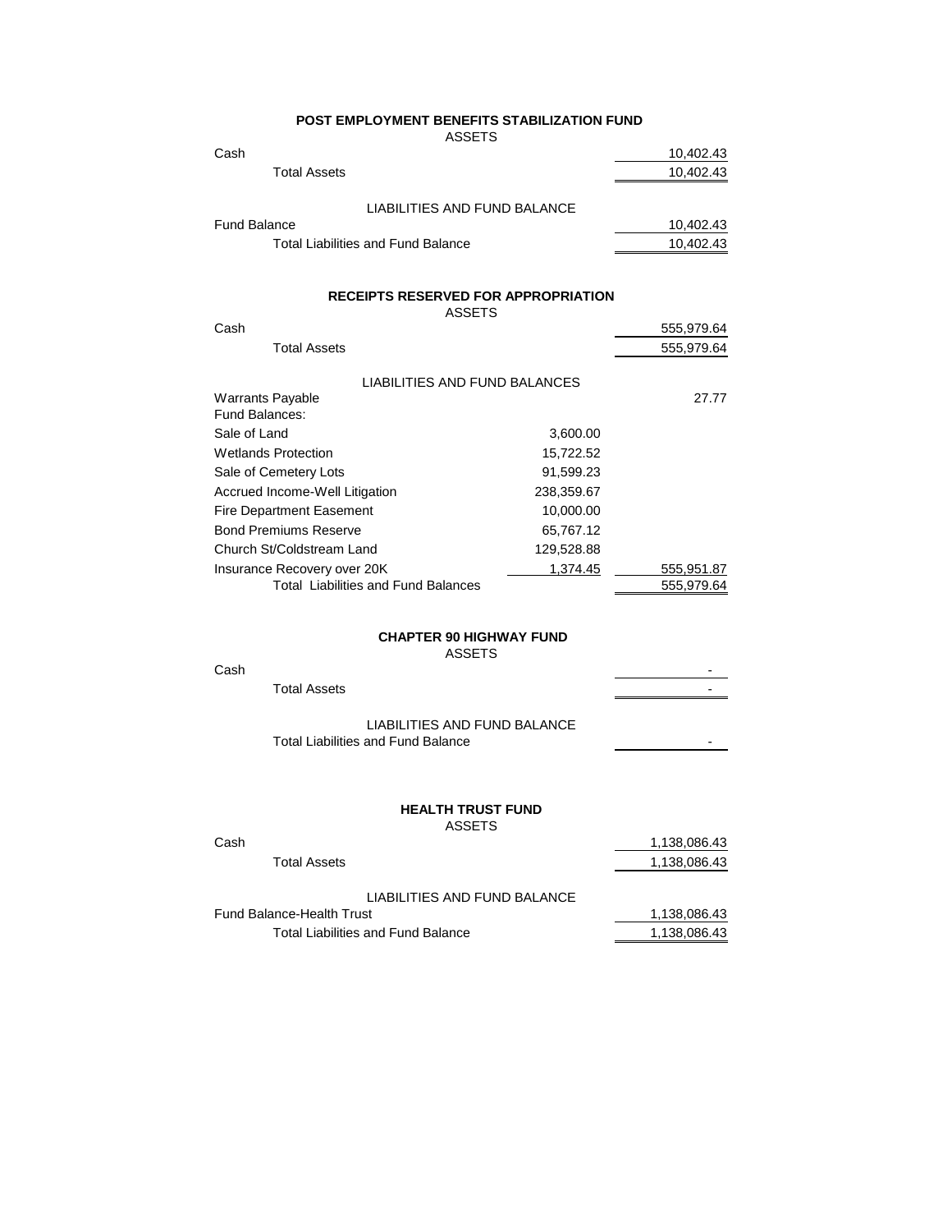## POST EMPLOYMENT BENEFITS STABILIZATION FUND

ASSETS

| | |
|---|---|
| Cash | 10,402.43 |
| Total Assets | 10,402.43 |

LIABILITIES AND FUND BALANCE

| | |
|---|---|
| Fund Balance | 10,402.43 |
| Total Liabilities and Fund Balance | 10,402.43 |

## RECEIPTS RESERVED FOR APPROPRIATION

ASSETS

| | | |
|---|---|---|
| Cash | | 555,979.64 |
| Total Assets | | 555,979.64 |

LIABILITIES AND FUND BALANCES

| | | |
|---|---|---|
| Warrants Payable | | 27.77 |
| Fund Balances: | | |
| Sale of Land | 3,600.00 | |
| Wetlands Protection | 15,722.52 | |
| Sale of Cemetery Lots | 91,599.23 | |
| Accrued Income-Well Litigation | 238,359.67 | |
| Fire Department Easement | 10,000.00 | |
| Bond Premiums Reserve | 65,767.12 | |
| Church St/Coldstream Land | 129,528.88 | |
| Insurance Recovery over 20K | 1,374.45 | 555,951.87 |
| Total Liabilities and Fund Balances | | 555,979.64 |

## CHAPTER 90 HIGHWAY FUND

ASSETS

| | |
|---|---|
| Cash | - |
| Total Assets | - |

LIABILITIES AND FUND BALANCE

| | |
|---|---|
| Total Liabilities and Fund Balance | - |

## HEALTH TRUST FUND

ASSETS

| | |
|---|---|
| Cash | 1,138,086.43 |
| Total Assets | 1,138,086.43 |

LIABILITIES AND FUND BALANCE

| | |
|---|---|
| Fund Balance-Health Trust | 1,138,086.43 |
| Total Liabilities and Fund Balance | 1,138,086.43 |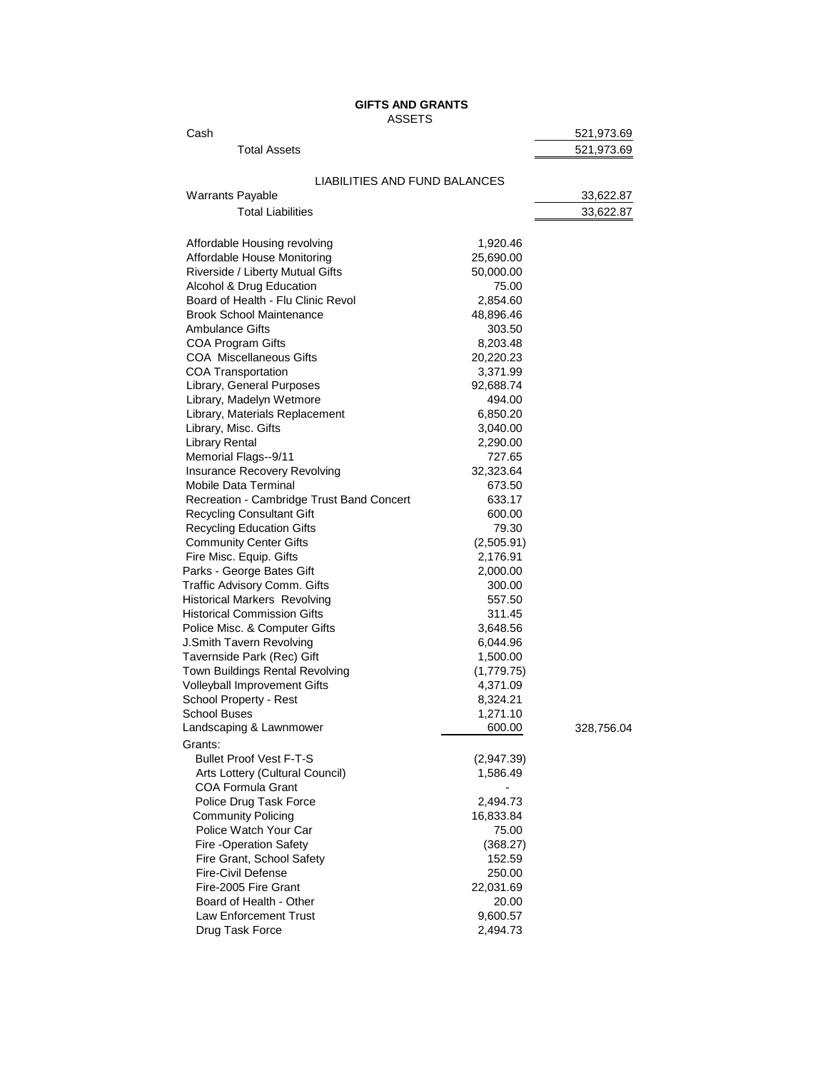# GIFTS AND GRANTS

## ASSETS

| | | |
|---|---|---|
| Cash | | 521,973.69 |
| Total Assets | | 521,973.69 |

## LIABILITIES AND FUND BALANCES

| | | |
|---|---|---|
| Warrants Payable | | 33,622.87 |
| Total Liabilities | | 33,622.87 |
| | | |
| Affordable Housing revolving | 1,920.46 | |
| Affordable House Monitoring | 25,690.00 | |
| Riverside / Liberty Mutual Gifts | 50,000.00 | |
| Alcohol & Drug Education | 75.00 | |
| Board of Health - Flu Clinic Revol | 2,854.60 | |
| Brook School Maintenance | 48,896.46 | |
| Ambulance Gifts | 303.50 | |
| COA Program Gifts | 8,203.48 | |
| COA Miscellaneous Gifts | 20,220.23 | |
| COA Transportation | 3,371.99 | |
| Library, General Purposes | 92,688.74 | |
| Library, Madelyn Wetmore | 494.00 | |
| Library, Materials Replacement | 6,850.20 | |
| Library, Misc. Gifts | 3,040.00 | |
| Library Rental | 2,290.00 | |
| Memorial Flags--9/11 | 727.65 | |
| Insurance Recovery Revolving | 32,323.64 | |
| Mobile Data Terminal | 673.50 | |
| Recreation - Cambridge Trust Band Concert | 633.17 | |
| Recycling Consultant Gift | 600.00 | |
| Recycling Education Gifts | 79.30 | |
| Community Center Gifts | (2,505.91) | |
| Fire Misc. Equip. Gifts | 2,176.91 | |
| Parks - George Bates Gift | 2,000.00 | |
| Traffic Advisory Comm. Gifts | 300.00 | |
| Historical Markers Revolving | 557.50 | |
| Historical Commission Gifts | 311.45 | |
| Police Misc. & Computer Gifts | 3,648.56 | |
| J.Smith Tavern Revolving | 6,044.96 | |
| Tavernside Park (Rec) Gift | 1,500.00 | |
| Town Buildings Rental Revolving | (1,779.75) | |
| Volleyball Improvement Gifts | 4,371.09 | |
| School Property - Rest | 8,324.21 | |
| School Buses | 1,271.10 | |
| Landscaping & Lawnmower | 600.00 | 328,756.04 |
| Grants: | | |
| Bullet Proof Vest F-T-S | (2,947.39) | |
| Arts Lottery (Cultural Council) | 1,586.49 | |
| COA Formula Grant | - | |
| Police Drug Task Force | 2,494.73 | |
| Community Policing | 16,833.84 | |
| Police Watch Your Car | 75.00 | |
| Fire -Operation Safety | (368.27) | |
| Fire Grant, School Safety | 152.59 | |
| Fire-Civil Defense | 250.00 | |
| Fire-2005 Fire Grant | 22,031.69 | |
| Board of Health - Other | 20.00 | |
| Law Enforcement Trust | 9,600.57 | |
| Drug Task Force | 2,494.73 | |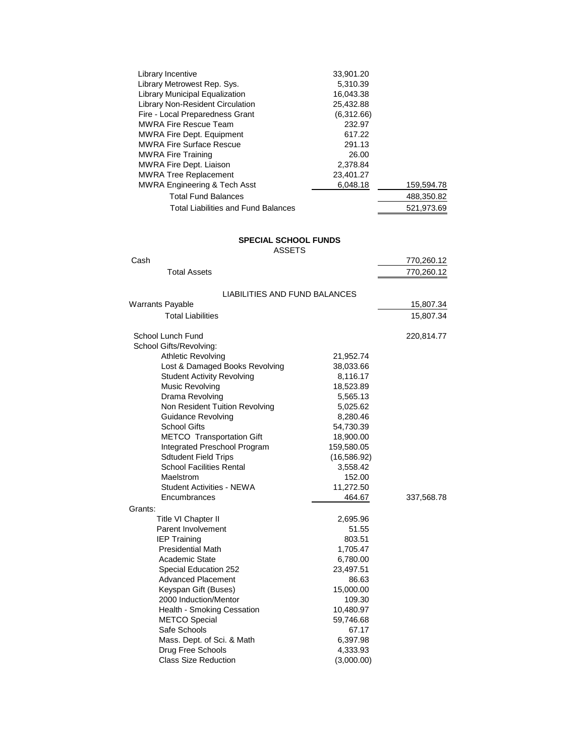| | | |
|---|---|---|
| Library Incentive | 33,901.20 | |
| Library Metrowest Rep. Sys. | 5,310.39 | |
| Library Municipal Equalization | 16,043.38 | |
| Library Non-Resident Circulation | 25,432.88 | |
| Fire - Local Preparedness Grant | (6,312.66) | |
| MWRA Fire Rescue Team | 232.97 | |
| MWRA Fire Dept. Equipment | 617.22 | |
| MWRA Fire Surface Rescue | 291.13 | |
| MWRA Fire Training | 26.00 | |
| MWRA Fire Dept. Liaison | 2,378.84 | |
| MWRA Tree Replacement | 23,401.27 | |
| MWRA Engineering & Tech Asst | 6,048.18 | 159,594.78 |
| Total Fund Balances | | 488,350.82 |
| Total Liabilities and Fund Balances | | 521,973.69 |

## SPECIAL SCHOOL FUNDS

ASSETS

| | | |
|---|---|---|
| Cash | | 770,260.12 |
| Total Assets | | 770,260.12 |

LIABILITIES AND FUND BALANCES

| | | |
|---|---|---|
| Warrants Payable | | 15,807.34 |
| Total Liabilities | | 15,807.34 |
| School Lunch Fund | | 220,814.77 |
| School Gifts/Revolving: | | |
| Athletic Revolving | 21,952.74 | |
| Lost & Damaged Books Revolving | 38,033.66 | |
| Student Activity Revolving | 8,116.17 | |
| Music Revolving | 18,523.89 | |
| Drama Revolving | 5,565.13 | |
| Non Resident Tuition Revolving | 5,025.62 | |
| Guidance Revolving | 8,280.46 | |
| School Gifts | 54,730.39 | |
| METCO Transportation Gift | 18,900.00 | |
| Integrated Preschool Program | 159,580.05 | |
| Sdtudent Field Trips | (16,586.92) | |
| School Facilities Rental | 3,558.42 | |
| Maelstrom | 152.00 | |
| Student Activities - NEWA | 11,272.50 | |
| Encumbrances | 464.67 | 337,568.78 |
| Grants: | | |
| Title VI Chapter II | 2,695.96 | |
| Parent Involvement | 51.55 | |
| IEP Training | 803.51 | |
| Presidential Math | 1,705.47 | |
| Academic State | 6,780.00 | |
| Special Education 252 | 23,497.51 | |
| Advanced Placement | 86.63 | |
| Keyspan Gift (Buses) | 15,000.00 | |
| 2000 Induction/Mentor | 109.30 | |
| Health - Smoking Cessation | 10,480.97 | |
| METCO Special | 59,746.68 | |
| Safe Schools | 67.17 | |
| Mass. Dept. of Sci. & Math | 6,397.98 | |
| Drug Free Schools | 4,333.93 | |
| Class Size Reduction | (3,000.00) | |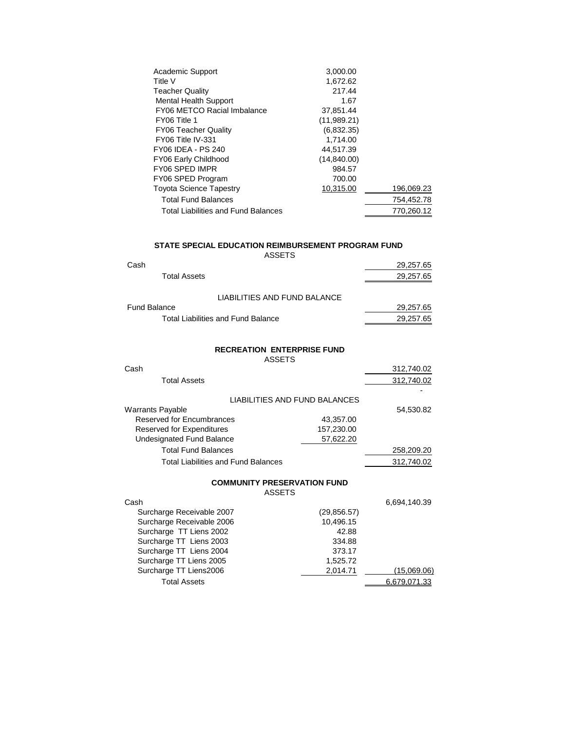| | | |
|---|---|---|
| Academic Support | 3,000.00 | |
| Title V | 1,672.62 | |
| Teacher Quality | 217.44 | |
| Mental Health Support | 1.67 | |
| FY06 METCO Racial Imbalance | 37,851.44 | |
| FY06 Title 1 | (11,989.21) | |
| FY06 Teacher Quality | (6,832.35) | |
| FY06 Title IV-331 | 1,714.00 | |
| FY06 IDEA - PS 240 | 44,517.39 | |
| FY06 Early Childhood | (14,840.00) | |
| FY06 SPED IMPR | 984.57 | |
| FY06 SPED Program | 700.00 | |
| Toyota Science Tapestry | 10,315.00 | 196,069.23 |
| Total Fund Balances | | 754,452.78 |
| Total Liabilities and Fund Balances | | 770,260.12 |

**STATE SPECIAL EDUCATION REIMBURSEMENT PROGRAM FUND**

ASSETS

| | | |
|---|---|---|
| Cash | | 29,257.65 |
| Total Assets | | 29,257.65 |

LIABILITIES AND FUND BALANCE

| | | |
|---|---|---|
| Fund Balance | | 29,257.65 |
| Total Liabilities and Fund Balance | | 29,257.65 |

**RECREATION ENTERPRISE FUND**

ASSETS

| | | |
|---|---|---|
| Cash | | 312,740.02 |
| Total Assets | | 312,740.02 |
| | | - |

LIABILITIES AND FUND BALANCES

| | | |
|---|---|---|
| Warrants Payable | | 54,530.82 |
| Reserved for Encumbrances | 43,357.00 | |
| Reserved for Expenditures | 157,230.00 | |
| Undesignated Fund Balance | 57,622.20 | |
| Total Fund Balances | | 258,209.20 |
| Total Liabilities and Fund Balances | | 312,740.02 |

**COMMUNITY PRESERVATION FUND**

ASSETS

| | | |
|---|---|---|
| Cash | | 6,694,140.39 |
| Surcharge Receivable 2007 | (29,856.57) | |
| Surcharge Receivable 2006 | 10,496.15 | |
| Surcharge TT Liens 2002 | 42.88 | |
| Surcharge TT Liens 2003 | 334.88 | |
| Surcharge TT Liens 2004 | 373.17 | |
| Surcharge TT Liens 2005 | 1,525.72 | |
| Surcharge TT Liens2006 | 2,014.71 | (15,069.06) |
| Total Assets | | 6,679,071.33 |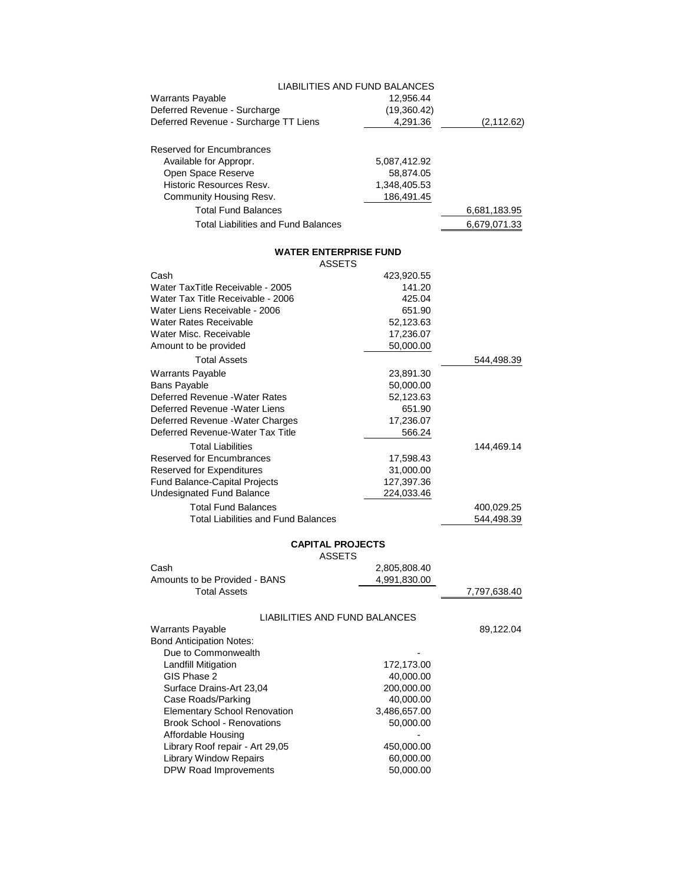LIABILITIES AND FUND BALANCES

| | | |
|---|---|---|
| Warrants Payable | 12,956.44 | |
| Deferred Revenue - Surcharge | (19,360.42) | |
| Deferred Revenue - Surcharge TT Liens | 4,291.36 | (2,112.62) |
| | | |
| Reserved for Encumbrances | | |
| Available for Appropr. | 5,087,412.92 | |
| Open Space Reserve | 58,874.05 | |
| Historic Resources Resv. | 1,348,405.53 | |
| Community Housing Resv. | 186,491.45 | |
| Total Fund Balances | | 6,681,183.95 |
| Total Liabilities and Fund Balances | | 6,679,071.33 |

## WATER ENTERPRISE FUND

ASSETS

| | | |
|---|---|---|
| Cash | 423,920.55 | |
| Water TaxTitle Receivable - 2005 | 141.20 | |
| Water Tax Title Receivable - 2006 | 425.04 | |
| Water Liens Receivable - 2006 | 651.90 | |
| Water Rates Receivable | 52,123.63 | |
| Water Misc. Receivable | 17,236.07 | |
| Amount to be provided | 50,000.00 | |
| Total Assets | | 544,498.39 |
| Warrants Payable | 23,891.30 | |
| Bans Payable | 50,000.00 | |
| Deferred Revenue -Water Rates | 52,123.63 | |
| Deferred Revenue -Water Liens | 651.90 | |
| Deferred Revenue -Water Charges | 17,236.07 | |
| Deferred Revenue-Water Tax Title | 566.24 | |
| Total Liabilities | | 144,469.14 |
| Reserved for Encumbrances | 17,598.43 | |
| Reserved for Expenditures | 31,000.00 | |
| Fund Balance-Capital Projects | 127,397.36 | |
| Undesignated Fund Balance | 224,033.46 | |
| Total Fund Balances | | 400,029.25 |
| Total Liabilities and Fund Balances | | 544,498.39 |

## CAPITAL PROJECTS

ASSETS

| | | |
|---|---|---|
| Cash | 2,805,808.40 | |
| Amounts to be Provided - BANS | 4,991,830.00 | |
| Total Assets | | 7,797,638.40 |

LIABILITIES AND FUND BALANCES

| | | |
|---|---|---|
| Warrants Payable | | 89,122.04 |
| Bond Anticipation Notes: | | |
| Due to Commonwealth | - | |
| Landfill Mitigation | 172,173.00 | |
| GIS Phase 2 | 40,000.00 | |
| Surface Drains-Art 23,04 | 200,000.00 | |
| Case Roads/Parking | 40,000.00 | |
| Elementary School Renovation | 3,486,657.00 | |
| Brook School - Renovations | 50,000.00 | |
| Affordable Housing | - | |
| Library Roof repair - Art 29,05 | 450,000.00 | |
| Library Window Repairs | 60,000.00 | |
| DPW Road Improvements | 50,000.00 | |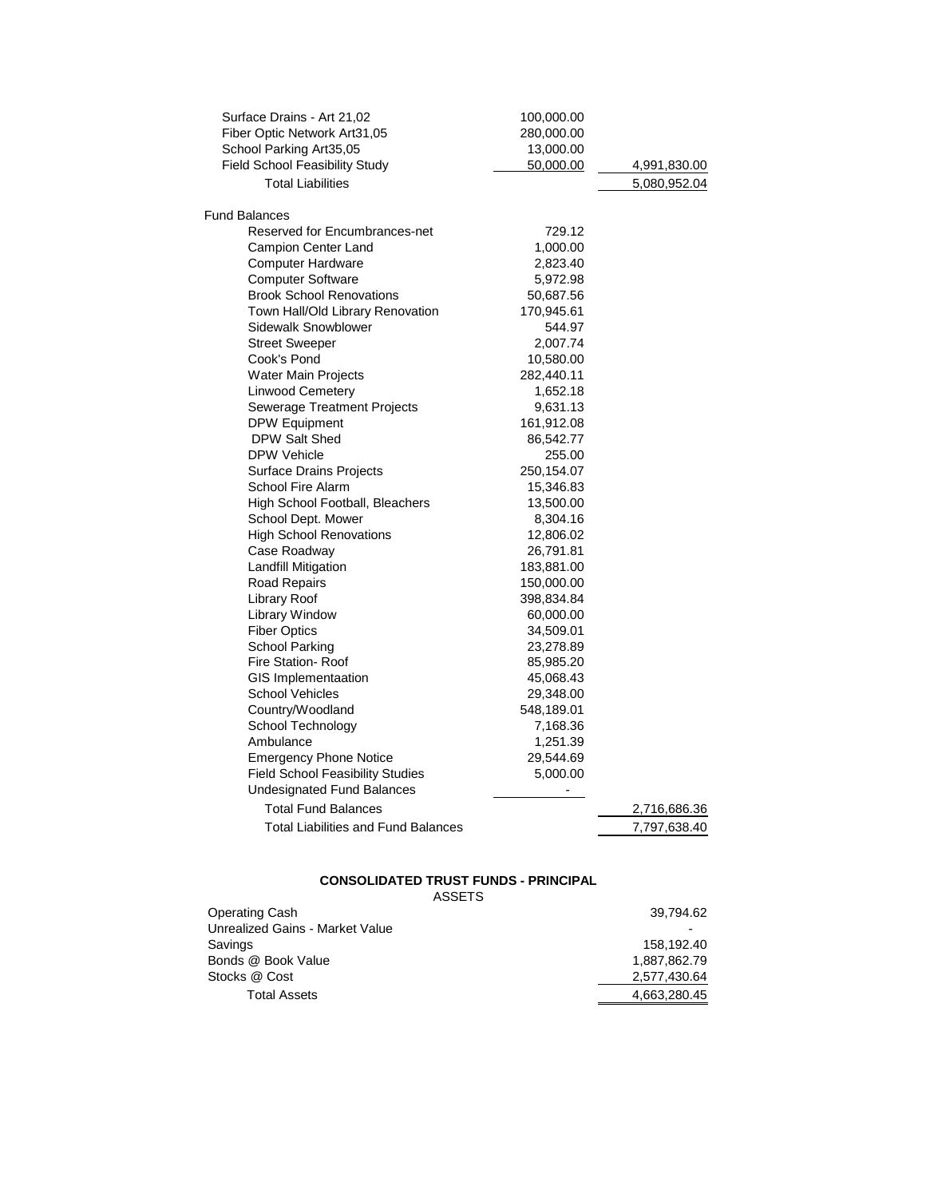| | | |
|---|---|---|
| Surface Drains - Art 21,02 | 100,000.00 | |
| Fiber Optic Network Art31,05 | 280,000.00 | |
| School Parking Art35,05 | 13,000.00 | |
| Field School Feasibility Study | 50,000.00 | 4,991,830.00 |
| Total Liabilities | | 5,080,952.04 |
| | | |
| Fund Balances | | |
| Reserved for Encumbrances-net | 729.12 | |
| Campion Center Land | 1,000.00 | |
| Computer Hardware | 2,823.40 | |
| Computer Software | 5,972.98 | |
| Brook School Renovations | 50,687.56 | |
| Town Hall/Old Library Renovation | 170,945.61 | |
| Sidewalk Snowblower | 544.97 | |
| Street Sweeper | 2,007.74 | |
| Cook's Pond | 10,580.00 | |
| Water Main Projects | 282,440.11 | |
| Linwood Cemetery | 1,652.18 | |
| Sewerage Treatment Projects | 9,631.13 | |
| DPW Equipment | 161,912.08 | |
| DPW Salt Shed | 86,542.77 | |
| DPW Vehicle | 255.00 | |
| Surface Drains Projects | 250,154.07 | |
| School Fire Alarm | 15,346.83 | |
| High School Football, Bleachers | 13,500.00 | |
| School Dept. Mower | 8,304.16 | |
| High School Renovations | 12,806.02 | |
| Case Roadway | 26,791.81 | |
| Landfill Mitigation | 183,881.00 | |
| Road Repairs | 150,000.00 | |
| Library Roof | 398,834.84 | |
| Library Window | 60,000.00 | |
| Fiber Optics | 34,509.01 | |
| School Parking | 23,278.89 | |
| Fire Station- Roof | 85,985.20 | |
| GIS Implementaation | 45,068.43 | |
| School Vehicles | 29,348.00 | |
| Country/Woodland | 548,189.01 | |
| School Technology | 7,168.36 | |
| Ambulance | 1,251.39 | |
| Emergency Phone Notice | 29,544.69 | |
| Field School Feasibility Studies | 5,000.00 | |
| Undesignated Fund Balances | - | |
| Total Fund Balances | | 2,716,686.36 |
| Total Liabilities and Fund Balances | | 7,797,638.40 |

**CONSOLIDATED TRUST FUNDS - PRINCIPAL**

ASSETS

| | |
|---|---|
| Operating Cash | 39,794.62 |
| Unrealized Gains - Market Value | - |
| Savings | 158,192.40 |
| Bonds @ Book Value | 1,887,862.79 |
| Stocks @ Cost | 2,577,430.64 |
| Total Assets | 4,663,280.45 |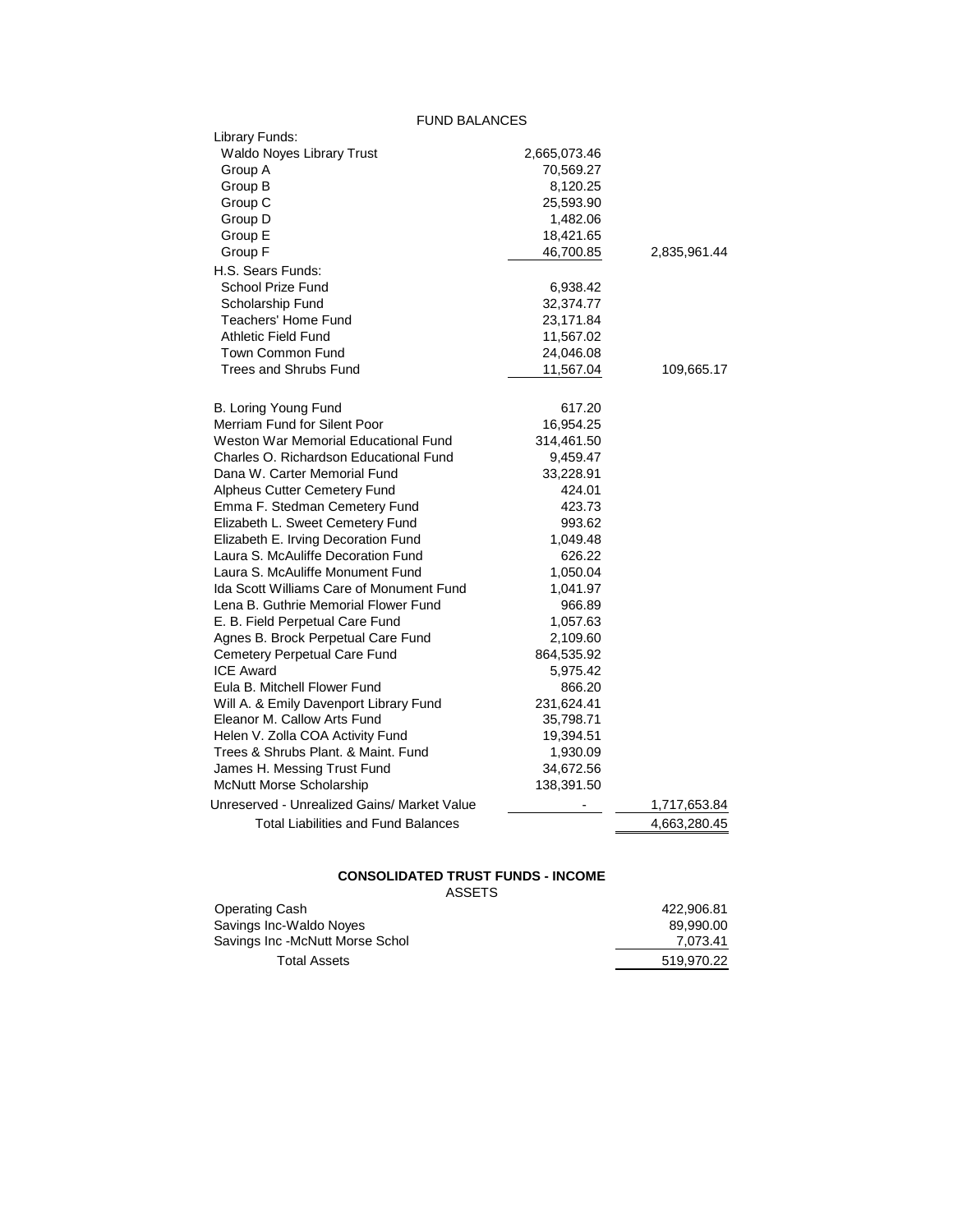FUND BALANCES

| | | |
|---|---|---|
| Library Funds: | | |
| Waldo Noyes Library Trust | 2,665,073.46 | |
| Group A | 70,569.27 | |
| Group B | 8,120.25 | |
| Group C | 25,593.90 | |
| Group D | 1,482.06 | |
| Group E | 18,421.65 | |
| Group F | 46,700.85 | 2,835,961.44 |
| H.S. Sears Funds: | | |
| School Prize Fund | 6,938.42 | |
| Scholarship Fund | 32,374.77 | |
| Teachers' Home Fund | 23,171.84 | |
| Athletic Field Fund | 11,567.02 | |
| Town Common Fund | 24,046.08 | |
| Trees and Shrubs Fund | 11,567.04 | 109,665.17 |
| B. Loring Young Fund | 617.20 | |
| Merriam Fund for Silent Poor | 16,954.25 | |
| Weston War Memorial Educational Fund | 314,461.50 | |
| Charles O. Richardson Educational Fund | 9,459.47 | |
| Dana W. Carter Memorial Fund | 33,228.91 | |
| Alpheus Cutter Cemetery Fund | 424.01 | |
| Emma F. Stedman Cemetery Fund | 423.73 | |
| Elizabeth L. Sweet Cemetery Fund | 993.62 | |
| Elizabeth E. Irving Decoration Fund | 1,049.48 | |
| Laura S. McAuliffe Decoration Fund | 626.22 | |
| Laura S. McAuliffe Monument Fund | 1,050.04 | |
| Ida Scott Williams Care of Monument Fund | 1,041.97 | |
| Lena B. Guthrie Memorial Flower Fund | 966.89 | |
| E. B. Field Perpetual Care Fund | 1,057.63 | |
| Agnes B. Brock Perpetual Care Fund | 2,109.60 | |
| Cemetery Perpetual Care Fund | 864,535.92 | |
| ICE Award | 5,975.42 | |
| Eula B. Mitchell Flower Fund | 866.20 | |
| Will A. & Emily Davenport Library Fund | 231,624.41 | |
| Eleanor M. Callow Arts Fund | 35,798.71 | |
| Helen V. Zolla COA Activity Fund | 19,394.51 | |
| Trees & Shrubs Plant. & Maint. Fund | 1,930.09 | |
| James H. Messing Trust Fund | 34,672.56 | |
| McNutt Morse Scholarship | 138,391.50 | |
| Unreserved - Unrealized Gains/ Market Value | - | 1,717,653.84 |
| Total Liabilities and Fund Balances | | 4,663,280.45 |

## CONSOLIDATED TRUST FUNDS - INCOME

ASSETS

| | |
|---|---|
| Operating Cash | 422,906.81 |
| Savings Inc-Waldo Noyes | 89,990.00 |
| Savings Inc -McNutt Morse Schol | 7,073.41 |
| Total Assets | 519,970.22 |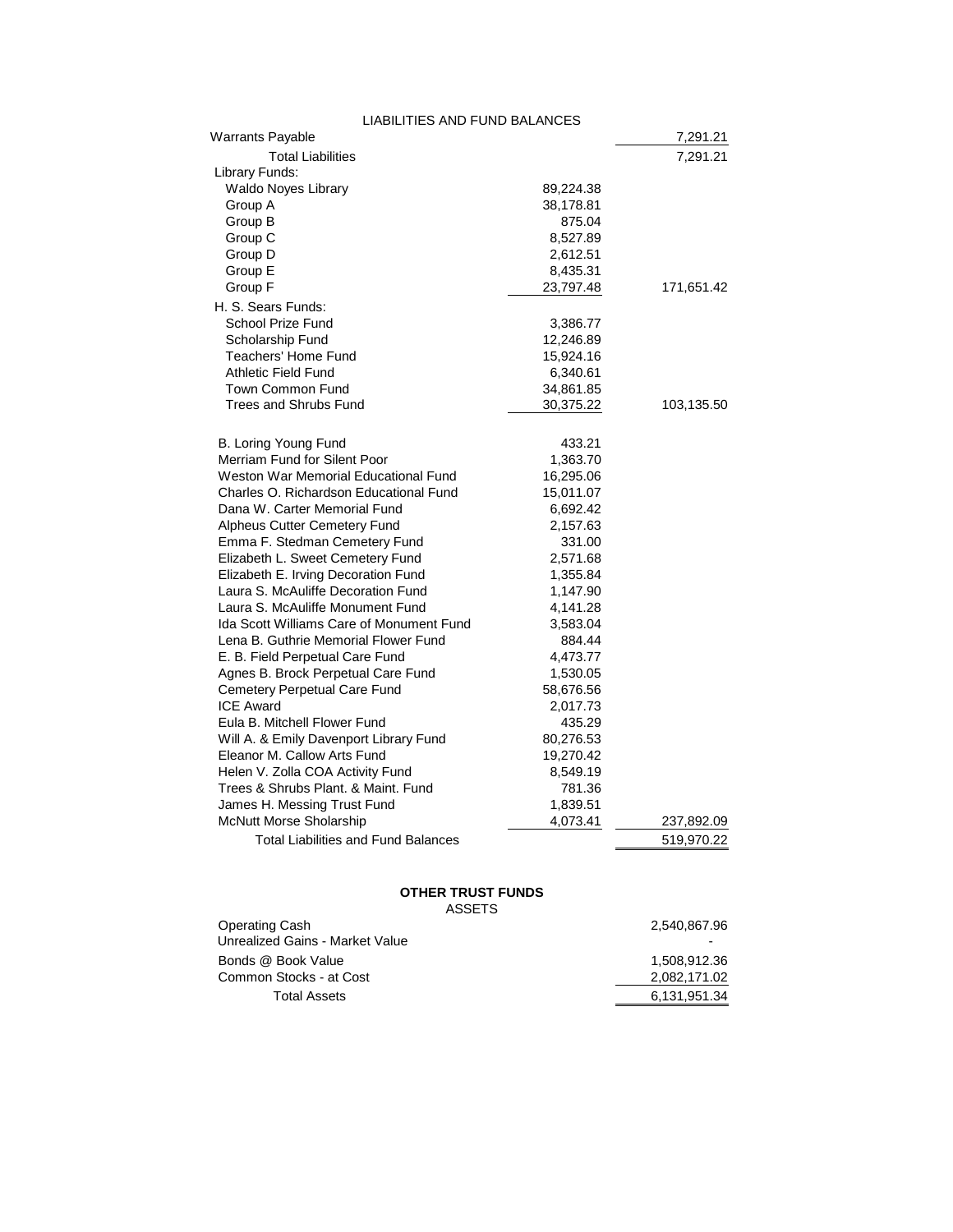LIABILITIES AND FUND BALANCES

| | | |
|---|---|---|
| Warrants Payable | | 7,291.21 |
| Total Liabilities | | 7,291.21 |
| Library Funds: | | |
| Waldo Noyes Library | 89,224.38 | |
| Group A | 38,178.81 | |
| Group B | 875.04 | |
| Group C | 8,527.89 | |
| Group D | 2,612.51 | |
| Group E | 8,435.31 | |
| Group F | 23,797.48 | 171,651.42 |
| H. S. Sears Funds: | | |
| School Prize Fund | 3,386.77 | |
| Scholarship Fund | 12,246.89 | |
| Teachers' Home Fund | 15,924.16 | |
| Athletic Field Fund | 6,340.61 | |
| Town Common Fund | 34,861.85 | |
| Trees and Shrubs Fund | 30,375.22 | 103,135.50 |
| B. Loring Young Fund | 433.21 | |
| Merriam Fund for Silent Poor | 1,363.70 | |
| Weston War Memorial Educational Fund | 16,295.06 | |
| Charles O. Richardson Educational Fund | 15,011.07 | |
| Dana W. Carter Memorial Fund | 6,692.42 | |
| Alpheus Cutter Cemetery Fund | 2,157.63 | |
| Emma F. Stedman Cemetery Fund | 331.00 | |
| Elizabeth L. Sweet Cemetery Fund | 2,571.68 | |
| Elizabeth E. Irving Decoration Fund | 1,355.84 | |
| Laura S. McAuliffe Decoration Fund | 1,147.90 | |
| Laura S. McAuliffe Monument Fund | 4,141.28 | |
| Ida Scott Williams Care of Monument Fund | 3,583.04 | |
| Lena B. Guthrie Memorial Flower Fund | 884.44 | |
| E. B. Field Perpetual Care Fund | 4,473.77 | |
| Agnes B. Brock Perpetual Care Fund | 1,530.05 | |
| Cemetery Perpetual Care Fund | 58,676.56 | |
| ICE Award | 2,017.73 | |
| Eula B. Mitchell Flower Fund | 435.29 | |
| Will A. & Emily Davenport Library Fund | 80,276.53 | |
| Eleanor M. Callow Arts Fund | 19,270.42 | |
| Helen V. Zolla COA Activity Fund | 8,549.19 | |
| Trees & Shrubs Plant. & Maint. Fund | 781.36 | |
| James H. Messing Trust Fund | 1,839.51 | |
| McNutt Morse Sholarship | 4,073.41 | 237,892.09 |
| Total Liabilities and Fund Balances | | 519,970.22 |

**OTHER TRUST FUNDS**

ASSETS

| | |
|---|---|
| Operating Cash | 2,540,867.96 |
| Unrealized Gains - Market Value | - |
| Bonds @ Book Value | 1,508,912.36 |
| Common Stocks - at Cost | 2,082,171.02 |
| Total Assets | 6,131,951.34 |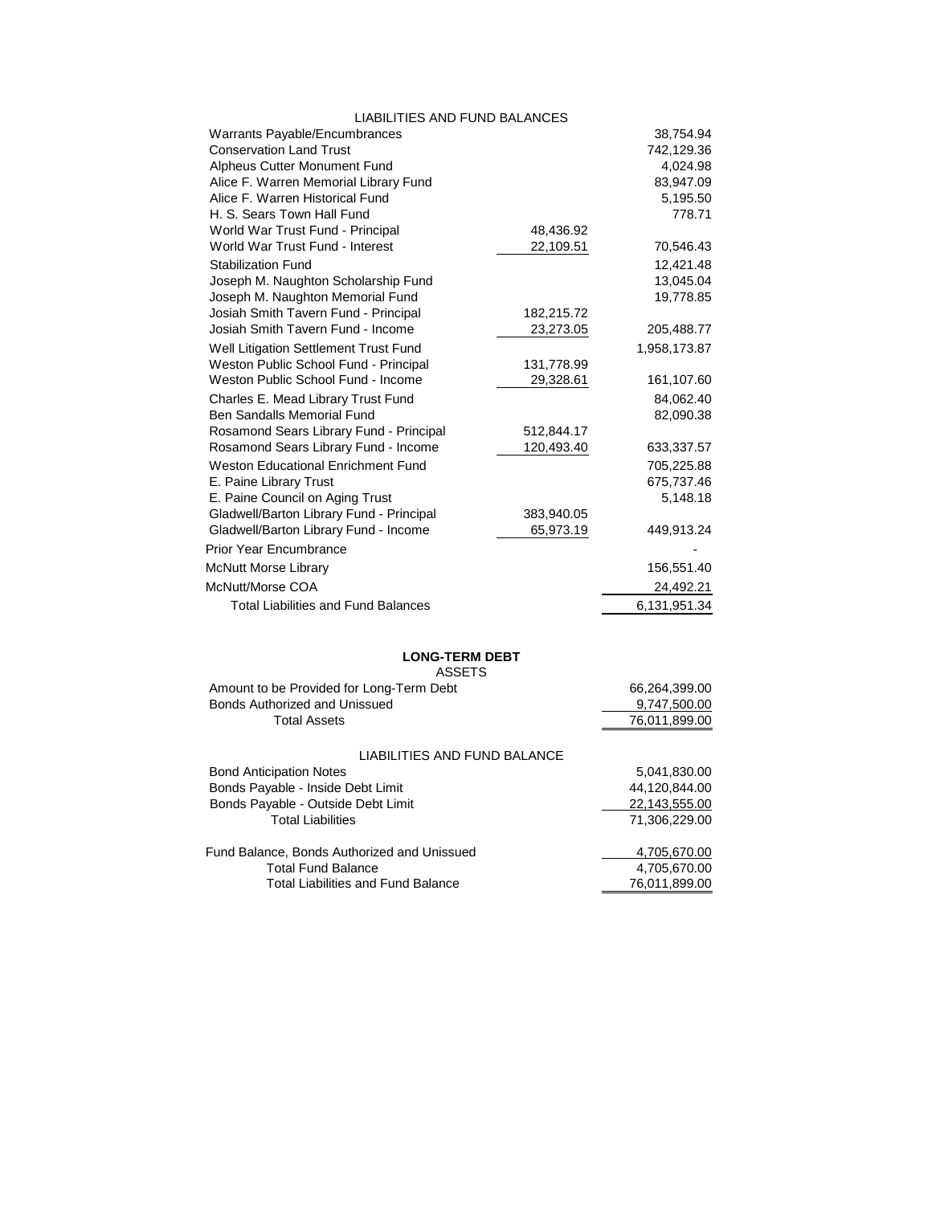LIABILITIES AND FUND BALANCES

| | | |
|---|---|---|
| Warrants Payable/Encumbrances | | 38,754.94 |
| Conservation Land Trust | | 742,129.36 |
| Alpheus Cutter Monument Fund | | 4,024.98 |
| Alice F. Warren Memorial Library Fund | | 83,947.09 |
| Alice F. Warren Historical Fund | | 5,195.50 |
| H. S. Sears Town Hall Fund | | 778.71 |
| World War Trust Fund - Principal | 48,436.92 | |
| World War Trust Fund - Interest | 22,109.51 | 70,546.43 |
| Stabilization Fund | | 12,421.48 |
| Joseph M. Naughton Scholarship Fund | | 13,045.04 |
| Joseph M. Naughton Memorial Fund | | 19,778.85 |
| Josiah Smith Tavern Fund - Principal | 182,215.72 | |
| Josiah Smith Tavern Fund - Income | 23,273.05 | 205,488.77 |
| Well Litigation Settlement Trust Fund | | 1,958,173.87 |
| Weston Public School Fund - Principal | 131,778.99 | |
| Weston Public School Fund - Income | 29,328.61 | 161,107.60 |
| Charles E. Mead Library Trust Fund | | 84,062.40 |
| Ben Sandalls Memorial Fund | | 82,090.38 |
| Rosamond Sears Library Fund - Principal | 512,844.17 | |
| Rosamond Sears Library Fund - Income | 120,493.40 | 633,337.57 |
| Weston Educational Enrichment Fund | | 705,225.88 |
| E. Paine Library Trust | | 675,737.46 |
| E. Paine Council on Aging Trust | | 5,148.18 |
| Gladwell/Barton Library Fund - Principal | 383,940.05 | |
| Gladwell/Barton Library Fund - Income | 65,973.19 | 449,913.24 |
| Prior Year Encumbrance | | - |
| McNutt Morse Library | | 156,551.40 |
| McNutt/Morse COA | | 24,492.21 |
| Total Liabilities and Fund Balances | | 6,131,951.34 |

**LONG-TERM DEBT**

ASSETS

| | |
|---|---|
| Amount to be Provided for Long-Term Debt | 66,264,399.00 |
| Bonds Authorized and Unissued | 9,747,500.00 |
| Total Assets | 76,011,899.00 |

LIABILITIES AND FUND BALANCE

| | |
|---|---|
| Bond Anticipation Notes | 5,041,830.00 |
| Bonds Payable - Inside Debt Limit | 44,120,844.00 |
| Bonds Payable - Outside Debt Limit | 22,143,555.00 |
| Total Liabilities | 71,306,229.00 |
| Fund Balance, Bonds Authorized and Unissued | 4,705,670.00 |
| Total Fund Balance | 4,705,670.00 |
| Total Liabilities and Fund Balance | 76,011,899.00 |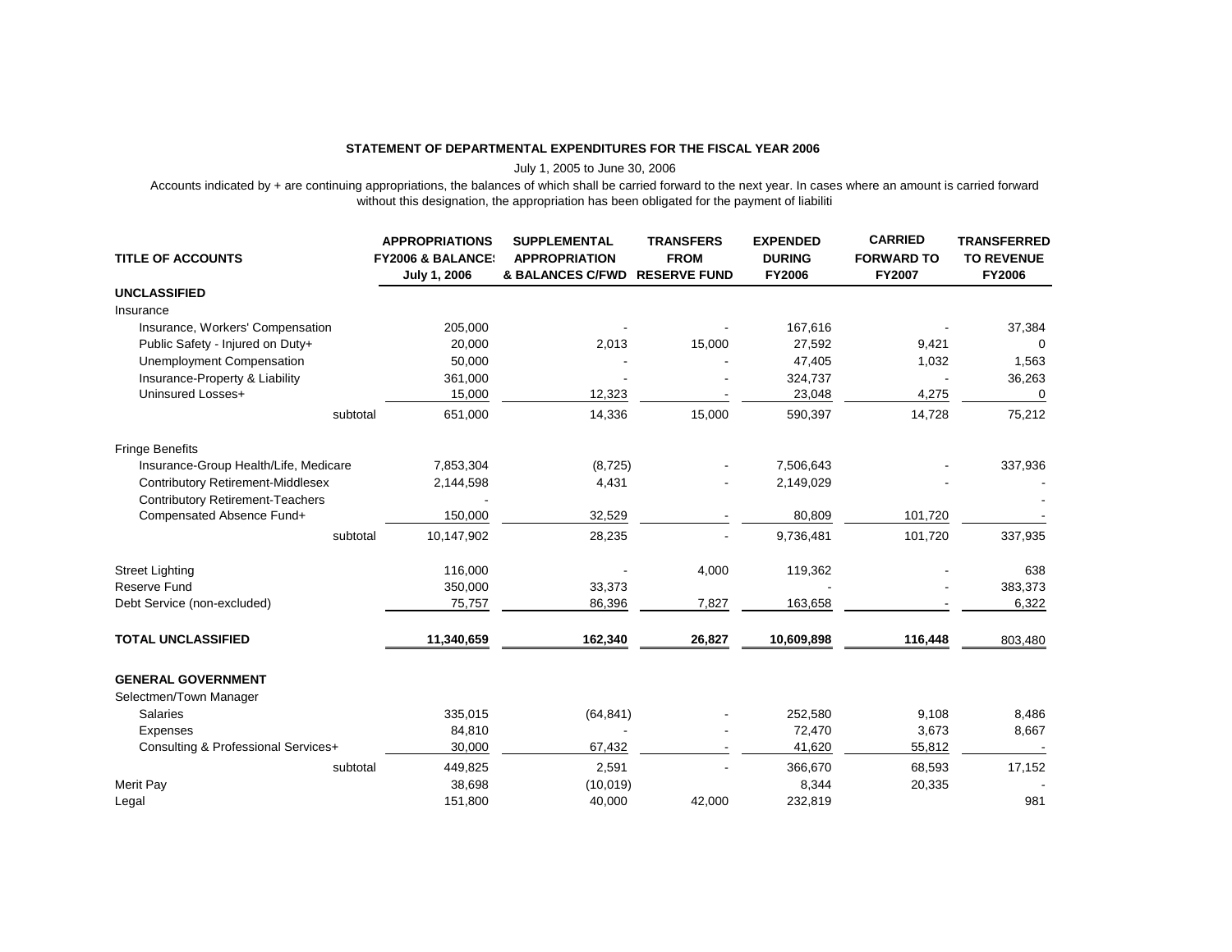**STATEMENT OF DEPARTMENTAL EXPENDITURES FOR THE FISCAL YEAR 2006**

July 1, 2005 to June 30, 2006

Accounts indicated by + are continuing appropriations, the balances of which shall be carried forward to the next year. In cases where an amount is carried forward without this designation, the appropriation has been obligated for the payment of liabiliti

| TITLE OF ACCOUNTS | APPROPRIATIONS FY2006 & BALANCE! July 1, 2006 | SUPPLEMENTAL APPROPRIATION & BALANCES C/FWD | TRANSFERS FROM RESERVE FUND | EXPENDED DURING FY2006 | CARRIED FORWARD TO FY2007 | TRANSFERRED TO REVENUE FY2006 |
|---|---|---|---|---|---|---|
| **UNCLASSIFIED** | | | | | | |
| Insurance | | | | | | |
| Insurance, Workers' Compensation | 205,000 | - | - | 167,616 | - | 37,384 |
| Public Safety - Injured on Duty+ | 20,000 | 2,013 | 15,000 | 27,592 | 9,421 | 0 |
| Unemployment Compensation | 50,000 | - | - | 47,405 | 1,032 | 1,563 |
| Insurance-Property & Liability | 361,000 | - | - | 324,737 | - | 36,263 |
| Uninsured Losses+ | 15,000 | 12,323 | - | 23,048 | 4,275 | 0 |
| subtotal | 651,000 | 14,336 | 15,000 | 590,397 | 14,728 | 75,212 |
| Fringe Benefits | | | | | | |
| Insurance-Group Health/Life, Medicare | 7,853,304 | (8,725) | - | 7,506,643 | - | 337,936 |
| Contributory Retirement-Middlesex | 2,144,598 | 4,431 | - | 2,149,029 | - | - |
| Contributory Retirement-Teachers | - | | | | | - |
| Compensated Absence Fund+ | 150,000 | 32,529 | - | 80,809 | 101,720 | - |
| subtotal | 10,147,902 | 28,235 | - | 9,736,481 | 101,720 | 337,935 |
| Street Lighting | 116,000 | - | 4,000 | 119,362 | - | 638 |
| Reserve Fund | 350,000 | 33,373 | | - | - | 383,373 |
| Debt Service (non-excluded) | 75,757 | 86,396 | 7,827 | 163,658 | - | 6,322 |
| **TOTAL UNCLASSIFIED** | **11,340,659** | **162,340** | **26,827** | **10,609,898** | **116,448** | 803,480 |
| **GENERAL GOVERNMENT** | | | | | | |
| Selectmen/Town Manager | | | | | | |
| Salaries | 335,015 | (64,841) | - | 252,580 | 9,108 | 8,486 |
| Expenses | 84,810 | - | - | 72,470 | 3,673 | 8,667 |
| Consulting & Professional Services+ | 30,000 | 67,432 | - | 41,620 | 55,812 | - |
| subtotal | 449,825 | 2,591 | - | 366,670 | 68,593 | 17,152 |
| Merit Pay | 38,698 | (10,019) | | 8,344 | 20,335 | - |
| Legal | 151,800 | 40,000 | 42,000 | 232,819 | | 981 |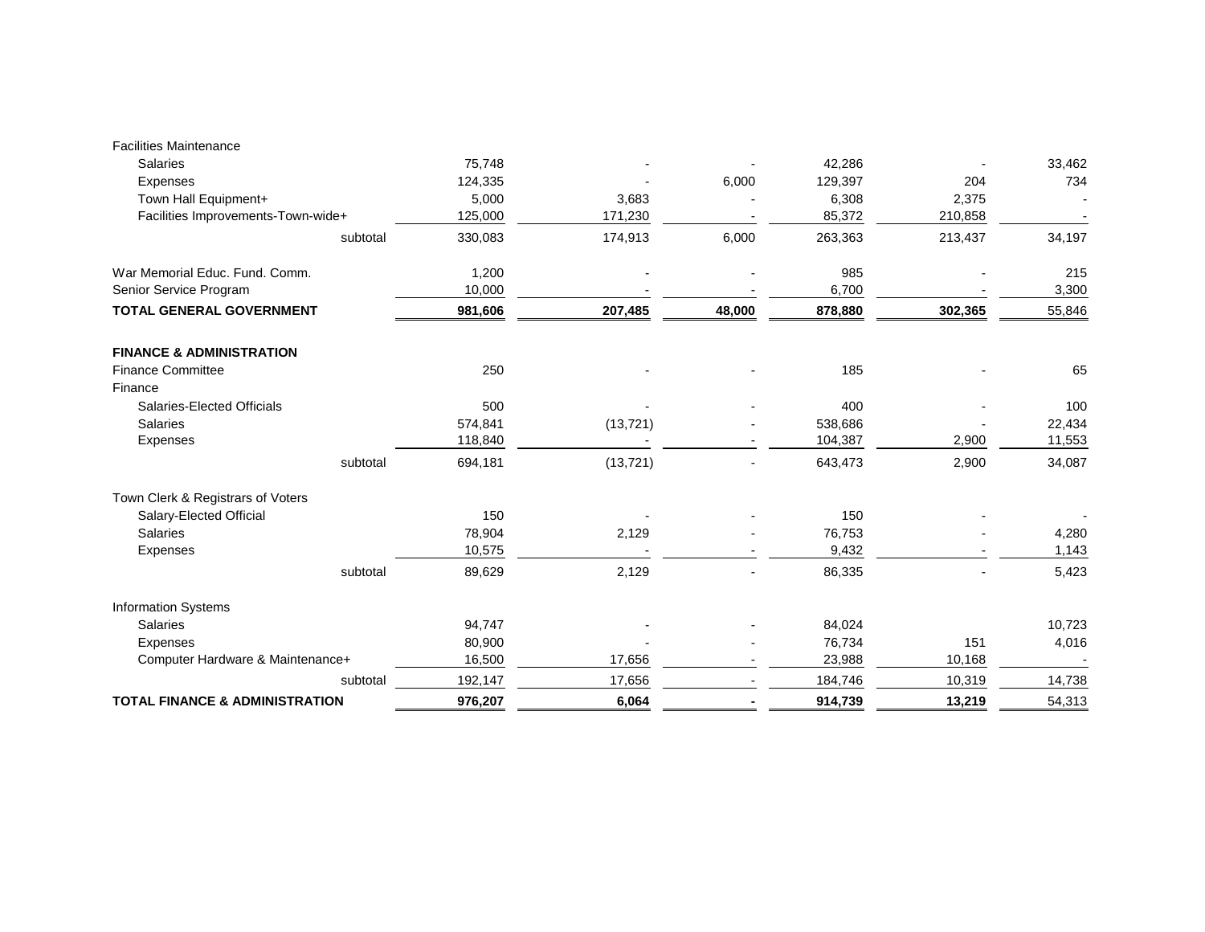| | | | | | | |
|---|---|---|---|---|---|---|
| Facilities Maintenance | | | | | | |
| Salaries | 75,748 | - | - | 42,286 | - | 33,462 |
| Expenses | 124,335 | - | 6,000 | 129,397 | 204 | 734 |
| Town Hall Equipment+ | 5,000 | 3,683 | - | 6,308 | 2,375 | - |
| Facilities Improvements-Town-wide+ | 125,000 | 171,230 | - | 85,372 | 210,858 | - |
| subtotal | 330,083 | 174,913 | 6,000 | 263,363 | 213,437 | 34,197 |
| War Memorial Educ. Fund. Comm. | 1,200 | - | - | 985 | - | 215 |
| Senior Service Program | 10,000 | - | - | 6,700 | - | 3,300 |
| **TOTAL GENERAL GOVERNMENT** | **981,606** | **207,485** | **48,000** | **878,880** | **302,365** | 55,846 |
| **FINANCE & ADMINISTRATION** | | | | | | |
| Finance Committee | 250 | - | - | 185 | - | 65 |
| Finance | | | | | | |
| Salaries-Elected Officials | 500 | - | - | 400 | - | 100 |
| Salaries | 574,841 | (13,721) | - | 538,686 | - | 22,434 |
| Expenses | 118,840 | - | - | 104,387 | 2,900 | 11,553 |
| subtotal | 694,181 | (13,721) | - | 643,473 | 2,900 | 34,087 |
| Town Clerk & Registrars of Voters | | | | | | |
| Salary-Elected Official | 150 | - | - | 150 | - | - |
| Salaries | 78,904 | 2,129 | - | 76,753 | - | 4,280 |
| Expenses | 10,575 | - | - | 9,432 | - | 1,143 |
| subtotal | 89,629 | 2,129 | - | 86,335 | - | 5,423 |
| Information Systems | | | | | | |
| Salaries | 94,747 | - | - | 84,024 | | 10,723 |
| Expenses | 80,900 | - | - | 76,734 | 151 | 4,016 |
| Computer Hardware & Maintenance+ | 16,500 | 17,656 | - | 23,988 | 10,168 | - |
| subtotal | 192,147 | 17,656 | - | 184,746 | 10,319 | 14,738 |
| **TOTAL FINANCE & ADMINISTRATION** | **976,207** | **6,064** | **-** | **914,739** | **13,219** | 54,313 |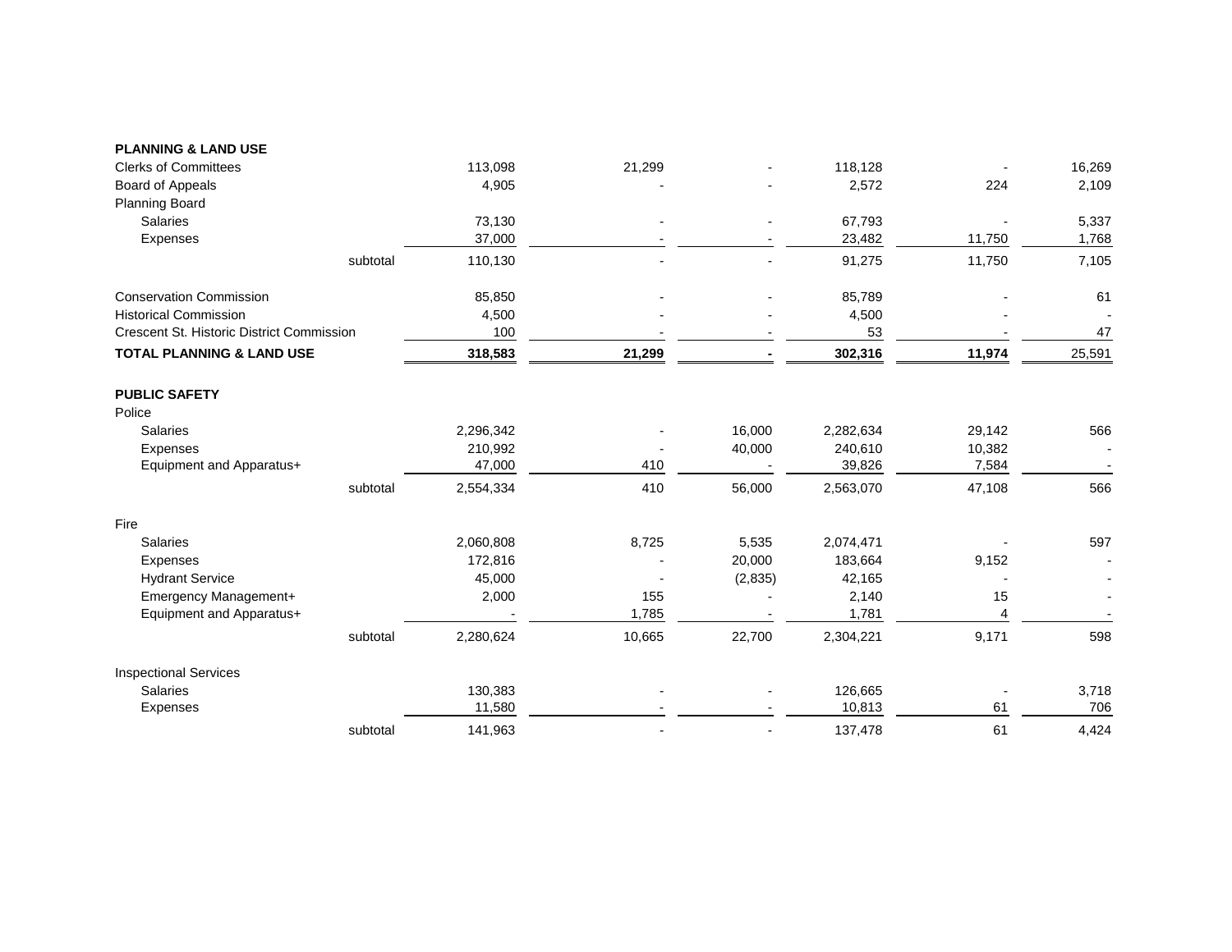| | | | | | | |
|---|---|---|---|---|---|---|
| **PLANNING & LAND USE** | | | | | | |
| Clerks of Committees | 113,098 | 21,299 | - | 118,128 | - | 16,269 |
| Board of Appeals | 4,905 | - | - | 2,572 | 224 | 2,109 |
| Planning Board | | | | | | |
| Salaries | 73,130 | - | - | 67,793 | - | 5,337 |
| Expenses | 37,000 | - | - | 23,482 | 11,750 | 1,768 |
| subtotal | 110,130 | - | - | 91,275 | 11,750 | 7,105 |
| Conservation Commission | 85,850 | - | - | 85,789 | - | 61 |
| Historical Commission | 4,500 | - | - | 4,500 | - | - |
| Crescent St. Historic District Commission | 100 | - | - | 53 | - | 47 |
| **TOTAL PLANNING & LAND USE** | **318,583** | **21,299** | **-** | **302,316** | **11,974** | 25,591 |
| **PUBLIC SAFETY** | | | | | | |
| Police | | | | | | |
| Salaries | 2,296,342 | - | 16,000 | 2,282,634 | 29,142 | 566 |
| Expenses | 210,992 | - | 40,000 | 240,610 | 10,382 | - |
| Equipment and Apparatus+ | 47,000 | 410 | - | 39,826 | 7,584 | - |
| subtotal | 2,554,334 | 410 | 56,000 | 2,563,070 | 47,108 | 566 |
| Fire | | | | | | |
| Salaries | 2,060,808 | 8,725 | 5,535 | 2,074,471 | - | 597 |
| Expenses | 172,816 | - | 20,000 | 183,664 | 9,152 | - |
| Hydrant Service | 45,000 | - | (2,835) | 42,165 | - | - |
| Emergency Management+ | 2,000 | 155 | - | 2,140 | 15 | - |
| Equipment and Apparatus+ | - | 1,785 | - | 1,781 | 4 | - |
| subtotal | 2,280,624 | 10,665 | 22,700 | 2,304,221 | 9,171 | 598 |
| Inspectional Services | | | | | | |
| Salaries | 130,383 | - | - | 126,665 | - | 3,718 |
| Expenses | 11,580 | - | - | 10,813 | 61 | 706 |
| subtotal | 141,963 | - | - | 137,478 | 61 | 4,424 |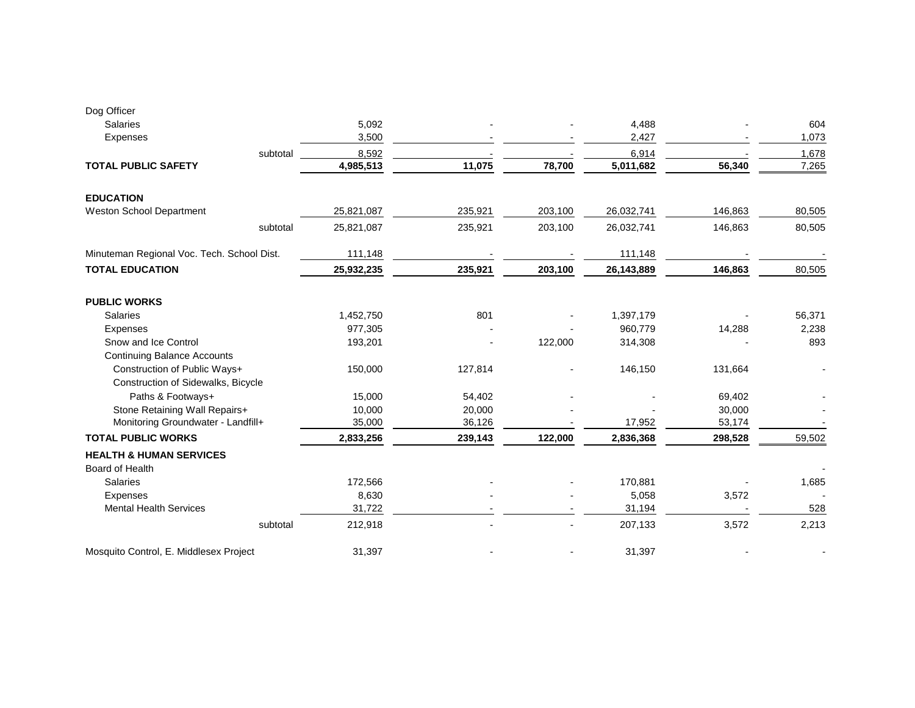| | | | | | | |
|---|---|---|---|---|---|---|
| Dog Officer | | | | | | |
| Salaries | 5,092 | - | - | 4,488 | - | 604 |
| Expenses | 3,500 | - | - | 2,427 | - | 1,073 |
| subtotal | 8,592 | - | - | 6,914 | - | 1,678 |
| **TOTAL PUBLIC SAFETY** | **4,985,513** | **11,075** | **78,700** | **5,011,682** | **56,340** | 7,265 |
| | | | | | | |
| **EDUCATION** | | | | | | |
| Weston School Department | 25,821,087 | 235,921 | 203,100 | 26,032,741 | 146,863 | 80,505 |
| subtotal | 25,821,087 | 235,921 | 203,100 | 26,032,741 | 146,863 | 80,505 |
| | | | | | | |
| Minuteman Regional Voc. Tech. School Dist. | 111,148 | - | - | 111,148 | - | - |
| **TOTAL EDUCATION** | **25,932,235** | **235,921** | **203,100** | **26,143,889** | **146,863** | 80,505 |
| | | | | | | |
| **PUBLIC WORKS** | | | | | | |
| Salaries | 1,452,750 | 801 | - | 1,397,179 | - | 56,371 |
| Expenses | 977,305 | - | - | 960,779 | 14,288 | 2,238 |
| Snow and Ice Control | 193,201 | - | 122,000 | 314,308 | - | 893 |
| Continuing Balance Accounts | | | | | | |
| Construction of Public Ways+ | 150,000 | 127,814 | - | 146,150 | 131,664 | - |
| Construction of Sidewalks, Bicycle Paths & Footways+ | 15,000 | 54,402 | - | - | 69,402 | - |
| Stone Retaining Wall Repairs+ | 10,000 | 20,000 | - | - | 30,000 | - |
| Monitoring Groundwater - Landfill+ | 35,000 | 36,126 | - | 17,952 | 53,174 | - |
| **TOTAL PUBLIC WORKS** | **2,833,256** | **239,143** | **122,000** | **2,836,368** | **298,528** | 59,502 |
| **HEALTH & HUMAN SERVICES** | | | | | | |
| Board of Health | | | | | | - |
| Salaries | 172,566 | - | - | 170,881 | - | 1,685 |
| Expenses | 8,630 | - | - | 5,058 | 3,572 | - |
| Mental Health Services | 31,722 | - | - | 31,194 | - | 528 |
| subtotal | 212,918 | - | - | 207,133 | 3,572 | 2,213 |
| | | | | | | |
| Mosquito Control, E. Middlesex Project | 31,397 | - | - | 31,397 | - | - |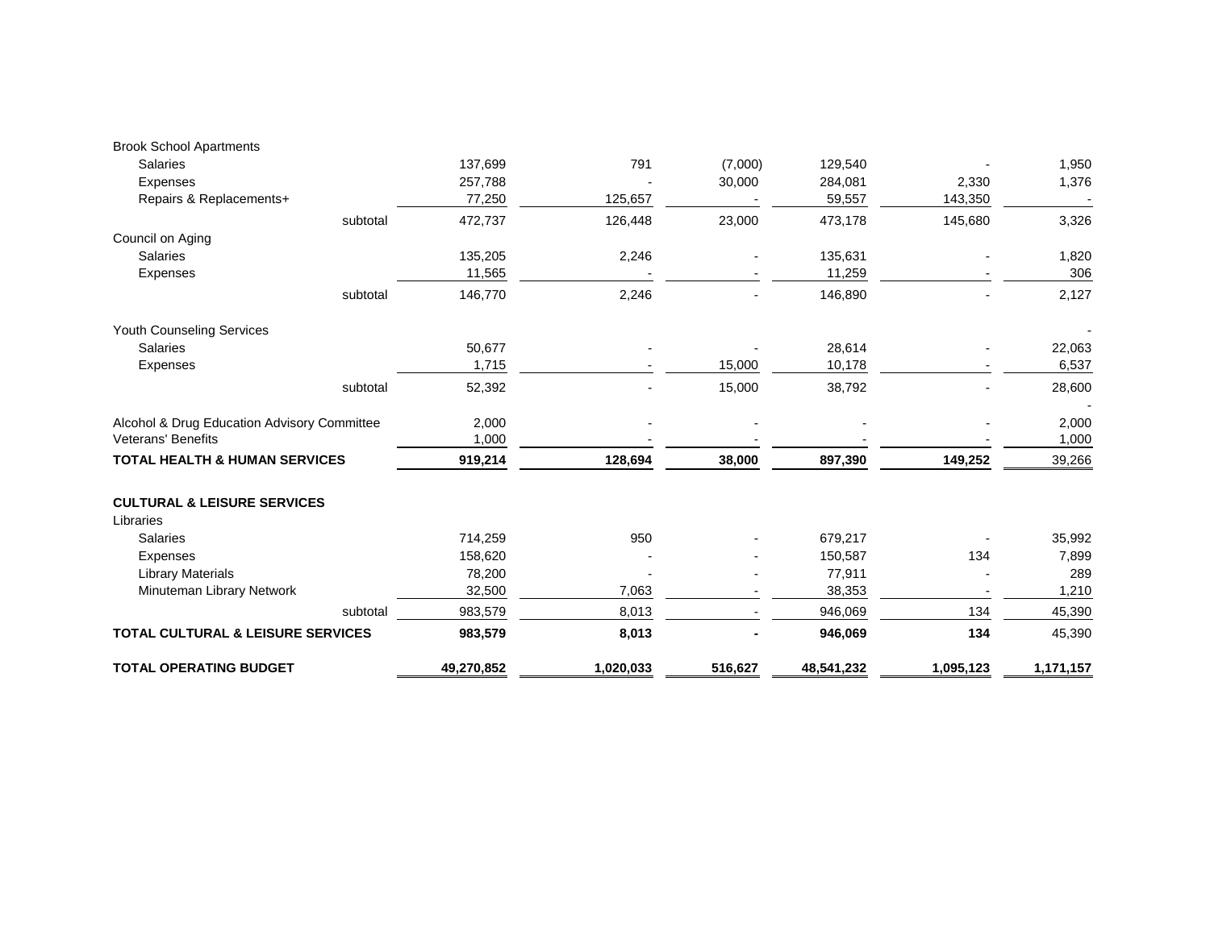| | | | | | | |
|---|---|---|---|---|---|---|
| Brook School Apartments | | | | | | |
| Salaries | 137,699 | 791 | (7,000) | 129,540 | - | 1,950 |
| Expenses | 257,788 | - | 30,000 | 284,081 | 2,330 | 1,376 |
| Repairs & Replacements+ | 77,250 | 125,657 | - | 59,557 | 143,350 | - |
| subtotal | 472,737 | 126,448 | 23,000 | 473,178 | 145,680 | 3,326 |
| Council on Aging | | | | | | |
| Salaries | 135,205 | 2,246 | - | 135,631 | - | 1,820 |
| Expenses | 11,565 | - | - | 11,259 | - | 306 |
| subtotal | 146,770 | 2,246 | - | 146,890 | - | 2,127 |
| Youth Counseling Services | | | | | | - |
| Salaries | 50,677 | - | - | 28,614 | - | 22,063 |
| Expenses | 1,715 | - | 15,000 | 10,178 | - | 6,537 |
| subtotal | 52,392 | - | 15,000 | 38,792 | - | 28,600 |
| | | | | | | - |
| Alcohol & Drug Education Advisory Committee | 2,000 | - | - | - | - | 2,000 |
| Veterans' Benefits | 1,000 | - | - | - | - | 1,000 |
| **TOTAL HEALTH & HUMAN SERVICES** | **919,214** | **128,694** | **38,000** | **897,390** | **149,252** | 39,266 |
| | | | | | | |
| **CULTURAL & LEISURE SERVICES** | | | | | | |
| Libraries | | | | | | |
| Salaries | 714,259 | 950 | - | 679,217 | - | 35,992 |
| Expenses | 158,620 | - | - | 150,587 | 134 | 7,899 |
| Library Materials | 78,200 | - | - | 77,911 | - | 289 |
| Minuteman Library Network | 32,500 | 7,063 | - | 38,353 | - | 1,210 |
| subtotal | 983,579 | 8,013 | - | 946,069 | 134 | 45,390 |
| **TOTAL CULTURAL & LEISURE SERVICES** | **983,579** | **8,013** | **-** | **946,069** | **134** | 45,390 |
| | | | | | | |
| **TOTAL OPERATING BUDGET** | **49,270,852** | **1,020,033** | **516,627** | **48,541,232** | **1,095,123** | **1,171,157** |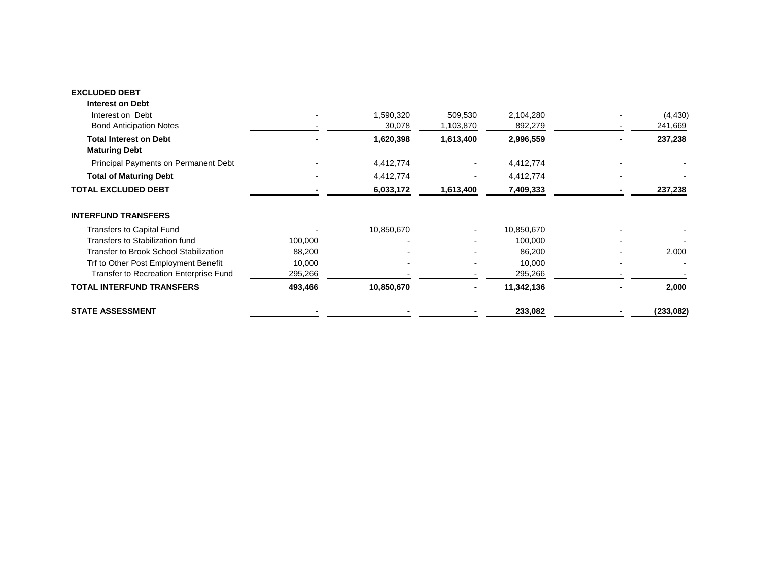| | | | | | | |
|---|---|---|---|---|---|---|
| **EXCLUDED DEBT** | | | | | | |
| **Interest on Debt** | | | | | | |
| Interest on Debt | - | 1,590,320 | 509,530 | 2,104,280 | - | (4,430) |
| Bond Anticipation Notes | - | 30,078 | 1,103,870 | 892,279 | - | 241,669 |
| **Total Interest on Debt** | **-** | **1,620,398** | **1,613,400** | **2,996,559** | **-** | **237,238** |
| **Maturing Debt** | | | | | | |
| Principal Payments on Permanent Debt | - | 4,412,774 | - | 4,412,774 | - | - |
| **Total of Maturing Debt** | - | 4,412,774 | - | 4,412,774 | - | - |
| **TOTAL EXCLUDED DEBT** | **-** | **6,033,172** | **1,613,400** | **7,409,333** | **-** | **237,238** |
| | | | | | | |
| **INTERFUND TRANSFERS** | | | | | | |
| Transfers to Capital Fund | - | 10,850,670 | - | 10,850,670 | - | - |
| Transfers to Stabilization fund | 100,000 | - | - | 100,000 | - | - |
| Transfer to Brook School Stabilization | 88,200 | - | - | 86,200 | - | 2,000 |
| Trf to Other Post Employment Benefit | 10,000 | - | - | 10,000 | - | - |
| Transfer to Recreation Enterprise Fund | 295,266 | - | - | 295,266 | - | - |
| **TOTAL INTERFUND TRANSFERS** | **493,466** | **10,850,670** | **-** | **11,342,136** | **-** | **2,000** |
| | | | | | | |
| **STATE ASSESSMENT** | **-** | **-** | **-** | **233,082** | **-** | **(233,082)** |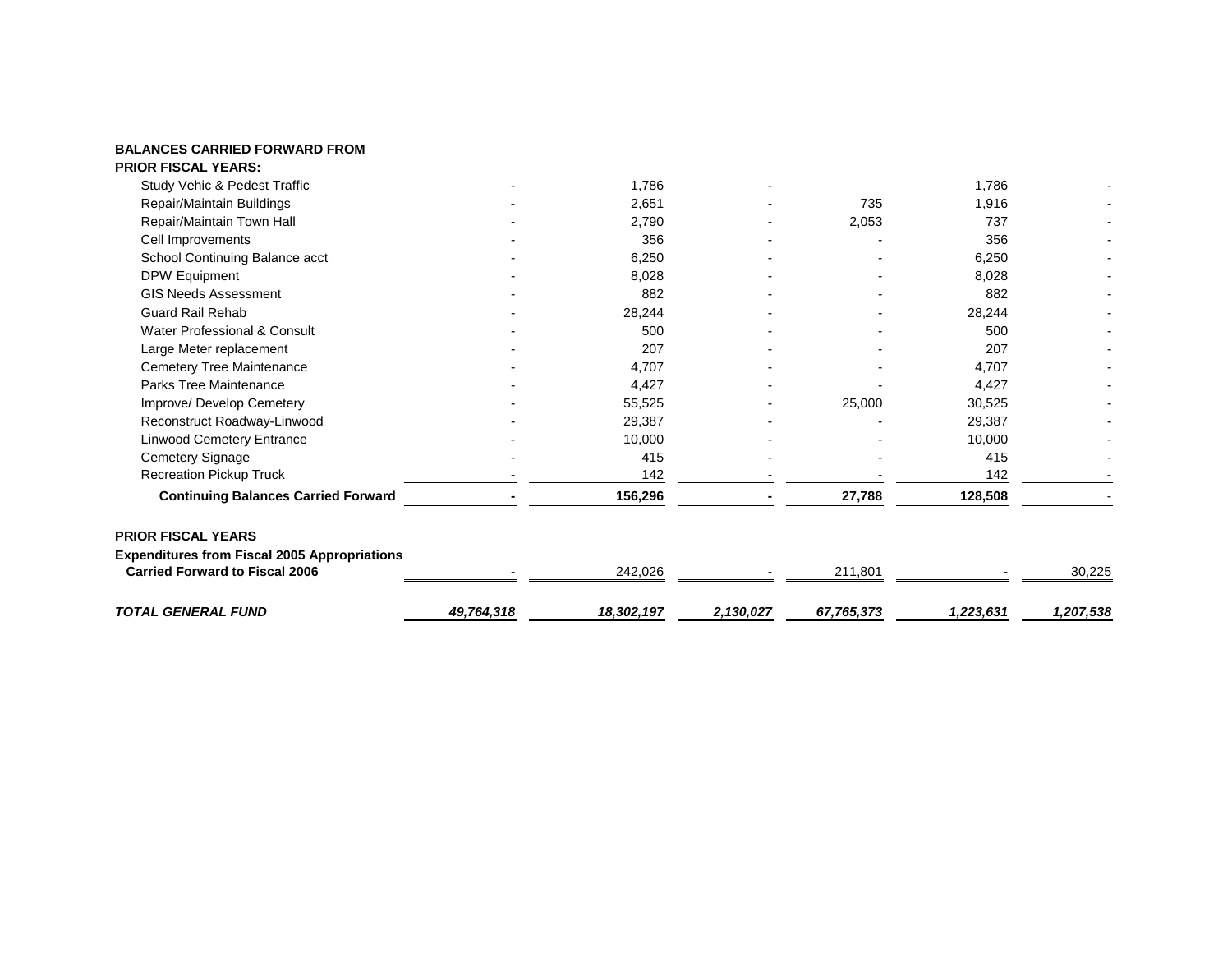| | | | | | | |
|---|---|---|---|---|---|---|
| **BALANCES CARRIED FORWARD FROM PRIOR FISCAL YEARS:** | | | | | | |
| Study Vehic & Pedest Traffic | - | 1,786 | - | | 1,786 | - |
| Repair/Maintain Buildings | - | 2,651 | - | 735 | 1,916 | - |
| Repair/Maintain Town Hall | - | 2,790 | - | 2,053 | 737 | - |
| Cell Improvements | - | 356 | - | - | 356 | - |
| School Continuing Balance acct | - | 6,250 | - | - | 6,250 | - |
| DPW Equipment | - | 8,028 | - | - | 8,028 | - |
| GIS Needs Assessment | - | 882 | - | - | 882 | - |
| Guard Rail Rehab | - | 28,244 | - | - | 28,244 | - |
| Water Professional & Consult | - | 500 | - | - | 500 | - |
| Large Meter replacement | - | 207 | - | - | 207 | - |
| Cemetery Tree Maintenance | - | 4,707 | - | - | 4,707 | - |
| Parks Tree Maintenance | - | 4,427 | - | - | 4,427 | - |
| Improve/ Develop Cemetery | - | 55,525 | - | 25,000 | 30,525 | - |
| Reconstruct Roadway-Linwood | - | 29,387 | - | - | 29,387 | - |
| Linwood Cemetery Entrance | - | 10,000 | - | - | 10,000 | - |
| Cemetery Signage | - | 415 | - | - | 415 | - |
| Recreation Pickup Truck | - | 142 | - | - | 142 | - |
| **Continuing Balances Carried Forward** | **-** | **156,296** | **-** | **27,788** | **128,508** | - |
| **PRIOR FISCAL YEARS** | | | | | | |
| **Expenditures from Fiscal 2005 Appropriations Carried Forward to Fiscal 2006** | - | 242,026 | - | 211,801 | - | 30,225 |
| ***TOTAL GENERAL FUND*** | ***49,764,318*** | ***18,302,197*** | ***2,130,027*** | ***67,765,373*** | ***1,223,631*** | ***1,207,538*** |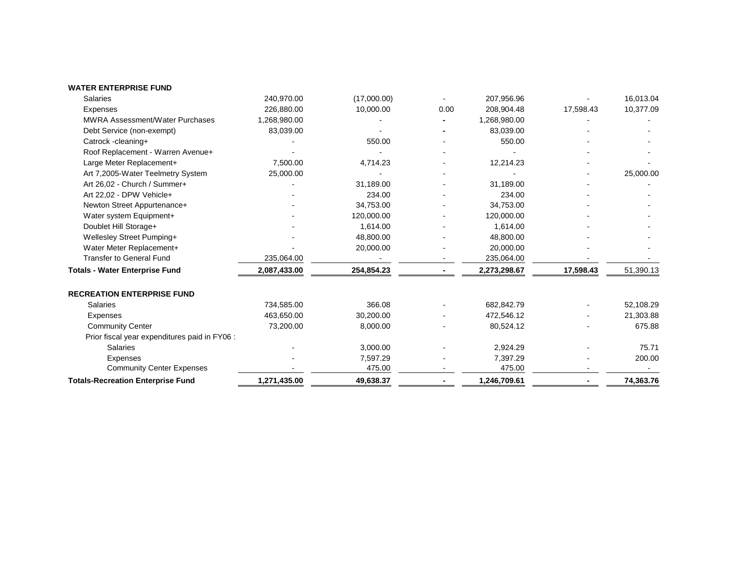| WATER ENTERPRISE FUND | | | | | | |
|---|---|---|---|---|---|---|
| Salaries | 240,970.00 | (17,000.00) | - | 207,956.96 | - | 16,013.04 |
| Expenses | 226,880.00 | 10,000.00 | 0.00 | 208,904.48 | 17,598.43 | 10,377.09 |
| MWRA Assessment/Water Purchases | 1,268,980.00 | - | - | 1,268,980.00 | - | - |
| Debt Service (non-exempt) | 83,039.00 | - | - | 83,039.00 | - | - |
| Catrock -cleaning+ | - | 550.00 | - | 550.00 | - | - |
| Roof Replacement - Warren Avenue+ | - | - | - | - | - | - |
| Large Meter Replacement+ | 7,500.00 | 4,714.23 | - | 12,214.23 | - | - |
| Art 7,2005-Water Teelmetry System | 25,000.00 | - | - | - | - | 25,000.00 |
| Art 26,02 - Church / Summer+ | - | 31,189.00 | - | 31,189.00 | - | - |
| Art 22,02 - DPW Vehicle+ | - | 234.00 | - | 234.00 | - | - |
| Newton Street Appurtenance+ | - | 34,753.00 | - | 34,753.00 | - | - |
| Water system Equipment+ | - | 120,000.00 | - | 120,000.00 | - | - |
| Doublet Hill Storage+ | - | 1,614.00 | - | 1,614.00 | - | - |
| Wellesley Street Pumping+ | - | 48,800.00 | - | 48,800.00 | - | - |
| Water Meter Replacement+ | - | 20,000.00 | - | 20,000.00 | - | - |
| Transfer to General Fund | 235,064.00 | - | - | 235,064.00 | - | - |
| **Totals - Water Enterprise Fund** | **2,087,433.00** | **254,854.23** | **-** | **2,273,298.67** | **17,598.43** | 51,390.13 |

| RECREATION ENTERPRISE FUND | | | | | | |
|---|---|---|---|---|---|---|
| Salaries | 734,585.00 | 366.08 | - | 682,842.79 | - | 52,108.29 |
| Expenses | 463,650.00 | 30,200.00 | - | 472,546.12 | - | 21,303.88 |
| Community Center | 73,200.00 | 8,000.00 | - | 80,524.12 | - | 675.88 |
| Prior fiscal year expenditures paid in FY06 : | | | | | | |
| Salaries | - | 3,000.00 | - | 2,924.29 | - | 75.71 |
| Expenses | - | 7,597.29 | - | 7,397.29 | - | 200.00 |
| Community Center Expenses | - | 475.00 | - | 475.00 | - | - |
| **Totals-Recreation Enterprise Fund** | **1,271,435.00** | **49,638.37** | **-** | **1,246,709.61** | **-** | **74,363.76** |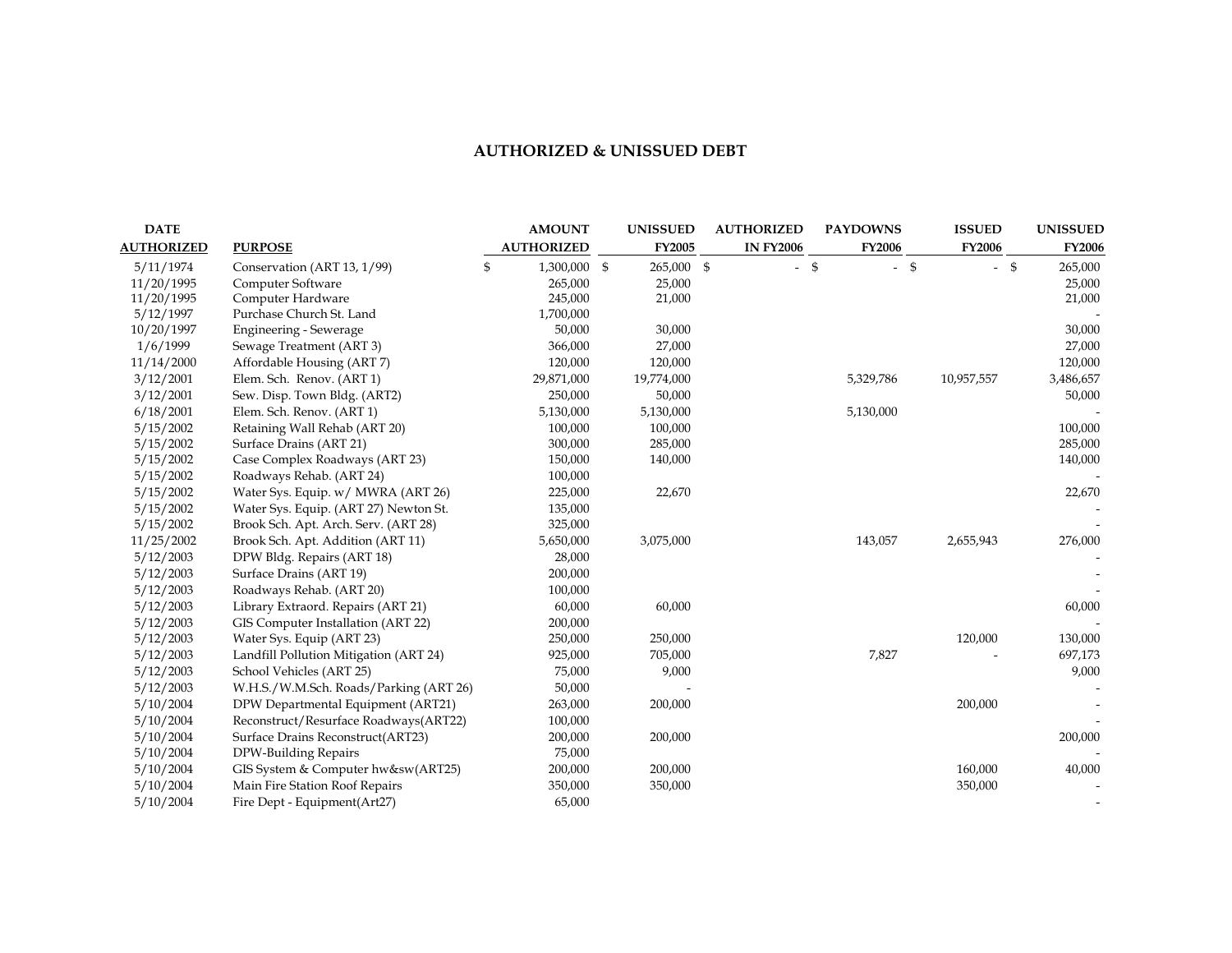# AUTHORIZED & UNISSUED DEBT

| DATE AUTHORIZED | PURPOSE | AMOUNT AUTHORIZED | UNISSUED FY2005 | AUTHORIZED IN FY2006 | PAYDOWNS FY2006 | ISSUED FY2006 | UNISSUED FY2006 |
|---|---|---|---|---|---|---|---|
| 5/11/1974 | Conservation (ART 13, 1/99) | $ 1,300,000 | $ 265,000 | $ - | $ - | $ - | $ 265,000 |
| 11/20/1995 | Computer Software | 265,000 | 25,000 | | | | 25,000 |
| 11/20/1995 | Computer Hardware | 245,000 | 21,000 | | | | 21,000 |
| 5/12/1997 | Purchase Church St. Land | 1,700,000 | | | | | - |
| 10/20/1997 | Engineering - Sewerage | 50,000 | 30,000 | | | | 30,000 |
| 1/6/1999 | Sewage Treatment (ART 3) | 366,000 | 27,000 | | | | 27,000 |
| 11/14/2000 | Affordable Housing (ART 7) | 120,000 | 120,000 | | | | 120,000 |
| 3/12/2001 | Elem. Sch. Renov. (ART 1) | 29,871,000 | 19,774,000 | | 5,329,786 | 10,957,557 | 3,486,657 |
| 3/12/2001 | Sew. Disp. Town Bldg. (ART2) | 250,000 | 50,000 | | | | 50,000 |
| 6/18/2001 | Elem. Sch. Renov. (ART 1) | 5,130,000 | 5,130,000 | | 5,130,000 | | - |
| 5/15/2002 | Retaining Wall Rehab (ART 20) | 100,000 | 100,000 | | | | 100,000 |
| 5/15/2002 | Surface Drains (ART 21) | 300,000 | 285,000 | | | | 285,000 |
| 5/15/2002 | Case Complex Roadways (ART 23) | 150,000 | 140,000 | | | | 140,000 |
| 5/15/2002 | Roadways Rehab. (ART 24) | 100,000 | | | | | - |
| 5/15/2002 | Water Sys. Equip. w/ MWRA (ART 26) | 225,000 | 22,670 | | | | 22,670 |
| 5/15/2002 | Water Sys. Equip. (ART 27) Newton St. | 135,000 | | | | | - |
| 5/15/2002 | Brook Sch. Apt. Arch. Serv. (ART 28) | 325,000 | | | | | - |
| 11/25/2002 | Brook Sch. Apt. Addition (ART 11) | 5,650,000 | 3,075,000 | | 143,057 | 2,655,943 | 276,000 |
| 5/12/2003 | DPW Bldg. Repairs (ART 18) | 28,000 | | | | | - |
| 5/12/2003 | Surface Drains (ART 19) | 200,000 | | | | | - |
| 5/12/2003 | Roadways Rehab. (ART 20) | 100,000 | | | | | - |
| 5/12/2003 | Library Extraord. Repairs (ART 21) | 60,000 | 60,000 | | | | 60,000 |
| 5/12/2003 | GIS Computer Installation (ART 22) | 200,000 | | | | | - |
| 5/12/2003 | Water Sys. Equip (ART 23) | 250,000 | 250,000 | | | 120,000 | 130,000 |
| 5/12/2003 | Landfill Pollution Mitigation (ART 24) | 925,000 | 705,000 | | 7,827 | - | 697,173 |
| 5/12/2003 | School Vehicles (ART 25) | 75,000 | 9,000 | | | | 9,000 |
| 5/12/2003 | W.H.S./W.M.Sch. Roads/Parking (ART 26) | 50,000 | - | | | | - |
| 5/10/2004 | DPW Departmental Equipment (ART21) | 263,000 | 200,000 | | | 200,000 | - |
| 5/10/2004 | Reconstruct/Resurface Roadways(ART22) | 100,000 | | | | | - |
| 5/10/2004 | Surface Drains Reconstruct(ART23) | 200,000 | 200,000 | | | | 200,000 |
| 5/10/2004 | DPW-Building Repairs | 75,000 | | | | | - |
| 5/10/2004 | GIS System & Computer hw&sw(ART25) | 200,000 | 200,000 | | | 160,000 | 40,000 |
| 5/10/2004 | Main Fire Station Roof Repairs | 350,000 | 350,000 | | | 350,000 | - |
| 5/10/2004 | Fire Dept - Equipment(Art27) | 65,000 | | | | | - |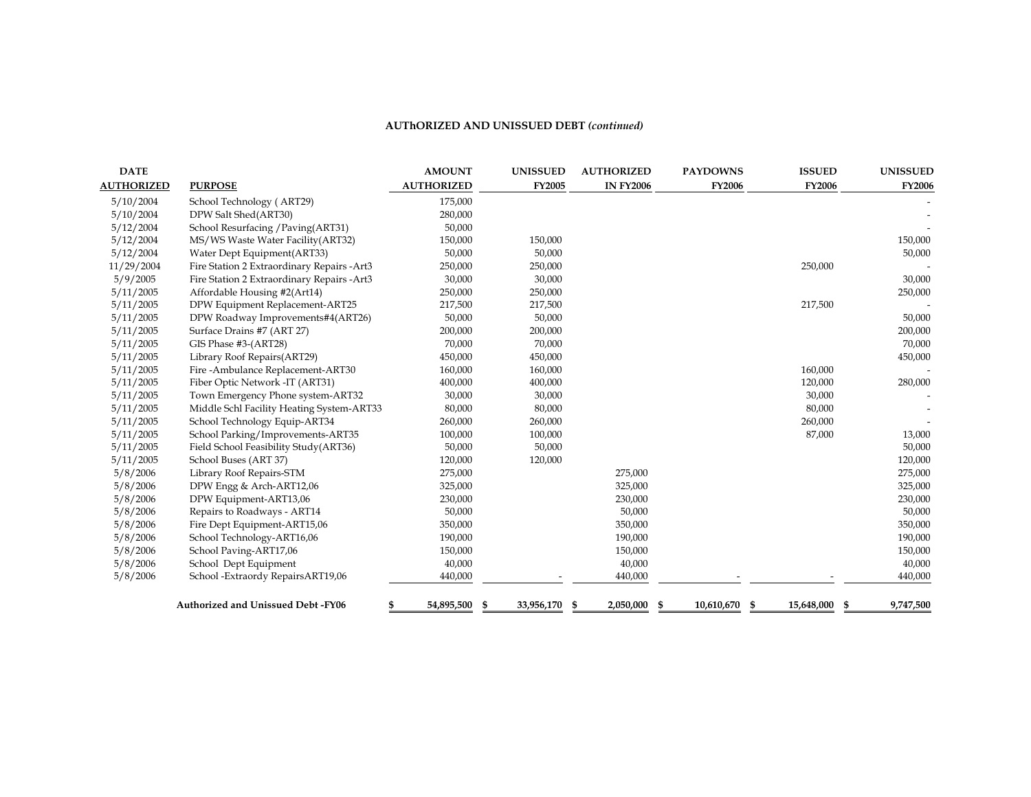### AUThORIZED AND UNISSUED DEBT *(continued)*

| DATE AUTHORIZED | PURPOSE | AMOUNT AUTHORIZED | UNISSUED FY2005 | AUTHORIZED IN FY2006 | PAYDOWNS FY2006 | ISSUED FY2006 | UNISSUED FY2006 |
|---|---|---|---|---|---|---|---|
| 5/10/2004 | School Technology ( ART29) | 175,000 | | | | | - |
| 5/10/2004 | DPW Salt Shed(ART30) | 280,000 | | | | | - |
| 5/12/2004 | School Resurfacing /Paving(ART31) | 50,000 | | | | | - |
| 5/12/2004 | MS/WS Waste Water Facility(ART32) | 150,000 | 150,000 | | | | 150,000 |
| 5/12/2004 | Water Dept Equipment(ART33) | 50,000 | 50,000 | | | | 50,000 |
| 11/29/2004 | Fire Station 2 Extraordinary Repairs -Art3 | 250,000 | 250,000 | | | 250,000 | - |
| 5/9/2005 | Fire Station 2 Extraordinary Repairs -Art3 | 30,000 | 30,000 | | | | 30,000 |
| 5/11/2005 | Affordable Housing #2(Art14) | 250,000 | 250,000 | | | | 250,000 |
| 5/11/2005 | DPW Equipment Replacement-ART25 | 217,500 | 217,500 | | | 217,500 | - |
| 5/11/2005 | DPW Roadway Improvements#4(ART26) | 50,000 | 50,000 | | | | 50,000 |
| 5/11/2005 | Surface Drains #7 (ART 27) | 200,000 | 200,000 | | | | 200,000 |
| 5/11/2005 | GIS Phase #3-(ART28) | 70,000 | 70,000 | | | | 70,000 |
| 5/11/2005 | Library Roof Repairs(ART29) | 450,000 | 450,000 | | | | 450,000 |
| 5/11/2005 | Fire -Ambulance Replacement-ART30 | 160,000 | 160,000 | | | 160,000 | - |
| 5/11/2005 | Fiber Optic Network -IT (ART31) | 400,000 | 400,000 | | | 120,000 | 280,000 |
| 5/11/2005 | Town Emergency Phone system-ART32 | 30,000 | 30,000 | | | 30,000 | - |
| 5/11/2005 | Middle Schl Facility Heating System-ART33 | 80,000 | 80,000 | | | 80,000 | - |
| 5/11/2005 | School Technology Equip-ART34 | 260,000 | 260,000 | | | 260,000 | - |
| 5/11/2005 | School Parking/Improvements-ART35 | 100,000 | 100,000 | | | 87,000 | 13,000 |
| 5/11/2005 | Field School Feasibility Study(ART36) | 50,000 | 50,000 | | | | 50,000 |
| 5/11/2005 | School Buses (ART 37) | 120,000 | 120,000 | | | | 120,000 |
| 5/8/2006 | Library Roof Repairs-STM | 275,000 | | 275,000 | | | 275,000 |
| 5/8/2006 | DPW Engg & Arch-ART12,06 | 325,000 | | 325,000 | | | 325,000 |
| 5/8/2006 | DPW Equipment-ART13,06 | 230,000 | | 230,000 | | | 230,000 |
| 5/8/2006 | Repairs to Roadways - ART14 | 50,000 | | 50,000 | | | 50,000 |
| 5/8/2006 | Fire Dept Equipment-ART15,06 | 350,000 | | 350,000 | | | 350,000 |
| 5/8/2006 | School Technology-ART16,06 | 190,000 | | 190,000 | | | 190,000 |
| 5/8/2006 | School Paving-ART17,06 | 150,000 | | 150,000 | | | 150,000 |
| 5/8/2006 | School Dept Equipment | 40,000 | | 40,000 | | | 40,000 |
| 5/8/2006 | School -Extraordy RepairsART19,06 | 440,000 | - | 440,000 | - | - | 440,000 |
| | **Authorized and Unissued Debt -FY06** | **$ 54,895,500** | **$ 33,956,170** | **$ 2,050,000** | **$ 10,610,670** | **$ 15,648,000** | **$ 9,747,500** |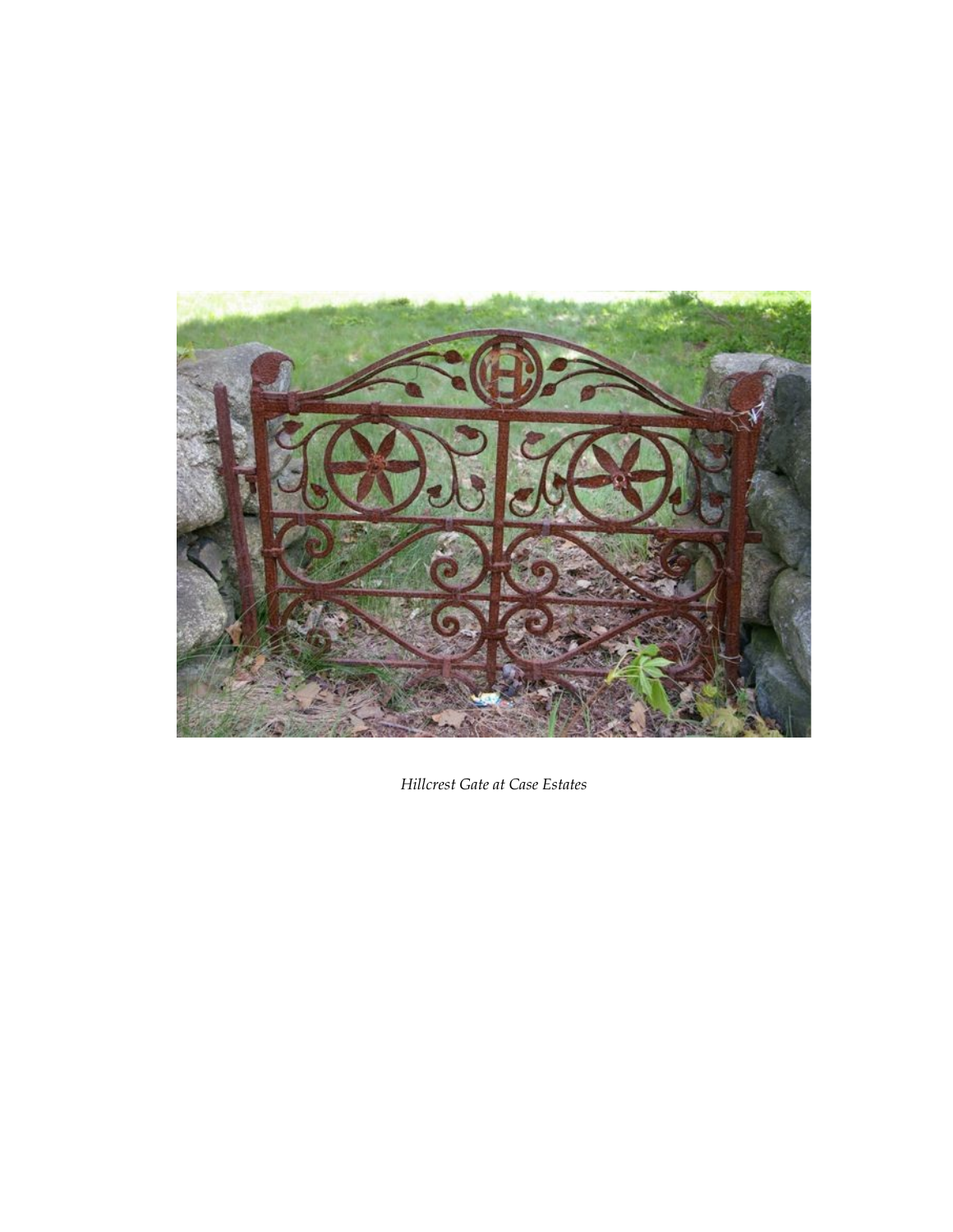*Hillcrest Gate at Case Estates*